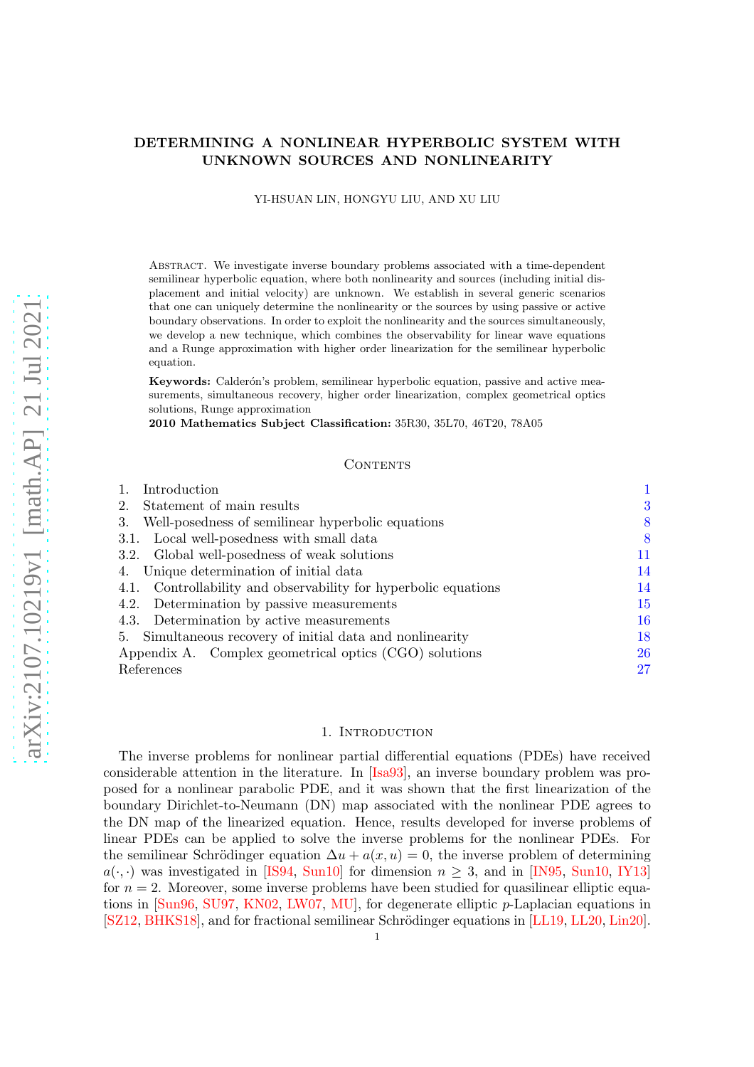# DETERMINING A NONLINEAR HYPERBOLIC SYSTEM WITH UNKNOWN SOURCES AND NONLINEARITY

YI-HSUAN LIN, HONGYU LIU, AND XU LIU

Abstract. We investigate inverse boundary problems associated with a time-dependent semilinear hyperbolic equation, where both nonlinearity and sources (including initial displacement and initial velocity) are unknown. We establish in several generic scenarios that one can uniquely determine the nonlinearity or the sources by using passive or active boundary observations. In order to exploit the nonlinearity and the sources simultaneously, we develop a new technique, which combines the observability for linear wave equations and a Runge approximation with higher order linearization for the semilinear hyperbolic equation.

**Keywords:** Calderón's problem, semilinear hyperbolic equation, passive and active measurements, simultaneous recovery, higher order linearization, complex geometrical optics solutions, Runge approximation

**2010 Mathematics Subject Classification:** 35R30, 35L70, 46T20, 78A05

## Contents

| | |
|---|---|
| 1. Introduction | 1 |
| 2. Statement of main results | 3 |
| 3. Well-posedness of semilinear hyperbolic equations | 8 |
| 3.1. Local well-posedness with small data | 8 |
| 3.2. Global well-posedness of weak solutions | 11 |
| 4. Unique determination of initial data | 14 |
| 4.1. Controllability and observability for hyperbolic equations | 14 |
| 4.2. Determination by passive measurements | 15 |
| 4.3. Determination by active measurements | 16 |
| 5. Simultaneous recovery of initial data and nonlinearity | 18 |
| Appendix A. Complex geometrical optics (CGO) solutions | 26 |
| References | 27 |

## 1. Introduction

The inverse problems for nonlinear partial differential equations (PDEs) have received considerable attention in the literature. In [Isa93], an inverse boundary problem was proposed for a nonlinear parabolic PDE, and it was shown that the first linearization of the boundary Dirichlet-to-Neumann (DN) map associated with the nonlinear PDE agrees to the DN map of the linearized equation. Hence, results developed for inverse problems of linear PDEs can be applied to solve the inverse problems for the nonlinear PDEs. For the semilinear Schrödinger equation $\Delta u + a(x, u) = 0$, the inverse problem of determining $a(\cdot, \cdot)$ was investigated in [IS94, Sun10] for dimension $n \geq 3$, and in [IN95, Sun10, IY13] for $n = 2$. Moreover, some inverse problems have been studied for quasilinear elliptic equations in [Sun96, SU97, KN02, LW07, MU], for degenerate elliptic $p$-Laplacian equations in [SZ12, BHKS18], and for fractional semilinear Schrödinger equations in [LL19, LL20, Lin20].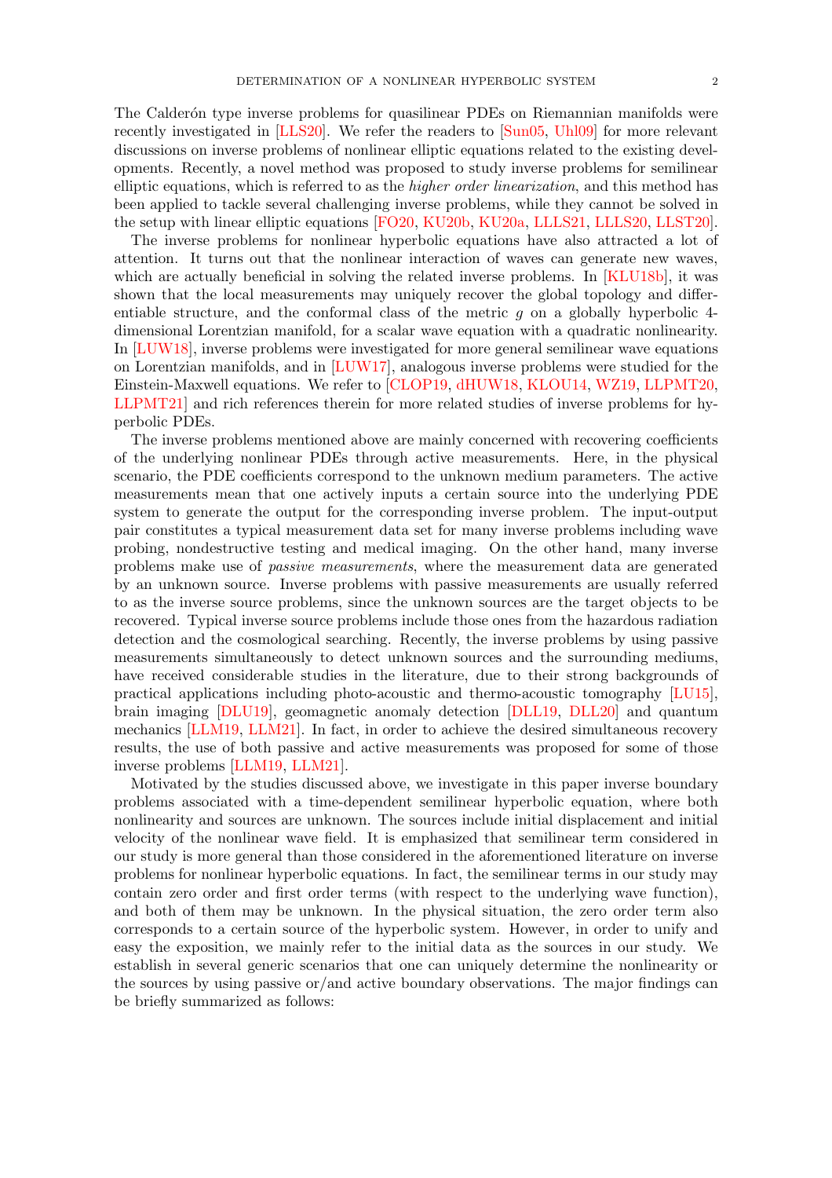The Calderón type inverse problems for quasilinear PDEs on Riemannian manifolds were recently investigated in [LLS20]. We refer the readers to [Sun05, Uhl09] for more relevant discussions on inverse problems of nonlinear elliptic equations related to the existing developments. Recently, a novel method was proposed to study inverse problems for semilinear elliptic equations, which is referred to as the *higher order linearization*, and this method has been applied to tackle several challenging inverse problems, while they cannot be solved in the setup with linear elliptic equations [FO20, KU20b, KU20a, LLLS21, LLLS20, LLST20].

The inverse problems for nonlinear hyperbolic equations have also attracted a lot of attention. It turns out that the nonlinear interaction of waves can generate new waves, which are actually beneficial in solving the related inverse problems. In [KLU18b], it was shown that the local measurements may uniquely recover the global topology and differentiable structure, and the conformal class of the metric $g$ on a globally hyperbolic 4-dimensional Lorentzian manifold, for a scalar wave equation with a quadratic nonlinearity. In [LUW18], inverse problems were investigated for more general semilinear wave equations on Lorentzian manifolds, and in [LUW17], analogous inverse problems were studied for the Einstein-Maxwell equations. We refer to [CLOP19, dHUW18, KLOU14, WZ19, LLPMT20, LLPMT21] and rich references therein for more related studies of inverse problems for hyperbolic PDEs.

The inverse problems mentioned above are mainly concerned with recovering coefficients of the underlying nonlinear PDEs through active measurements. Here, in the physical scenario, the PDE coefficients correspond to the unknown medium parameters. The active measurements mean that one actively inputs a certain source into the underlying PDE system to generate the output for the corresponding inverse problem. The input-output pair constitutes a typical measurement data set for many inverse problems including wave probing, nondestructive testing and medical imaging. On the other hand, many inverse problems make use of *passive measurements*, where the measurement data are generated by an unknown source. Inverse problems with passive measurements are usually referred to as the inverse source problems, since the unknown sources are the target objects to be recovered. Typical inverse source problems include those ones from the hazardous radiation detection and the cosmological searching. Recently, the inverse problems by using passive measurements simultaneously to detect unknown sources and the surrounding mediums, have received considerable studies in the literature, due to their strong backgrounds of practical applications including photo-acoustic and thermo-acoustic tomography [LU15], brain imaging [DLU19], geomagnetic anomaly detection [DLL19, DLL20] and quantum mechanics [LLM19, LLM21]. In fact, in order to achieve the desired simultaneous recovery results, the use of both passive and active measurements was proposed for some of those inverse problems [LLM19, LLM21].

Motivated by the studies discussed above, we investigate in this paper inverse boundary problems associated with a time-dependent semilinear hyperbolic equation, where both nonlinearity and sources are unknown. The sources include initial displacement and initial velocity of the nonlinear wave field. It is emphasized that semilinear term considered in our study is more general than those considered in the aforementioned literature on inverse problems for nonlinear hyperbolic equations. In fact, the semilinear terms in our study may contain zero order and first order terms (with respect to the underlying wave function), and both of them may be unknown. In the physical situation, the zero order term also corresponds to a certain source of the hyperbolic system. However, in order to unify and easy the exposition, we mainly refer to the initial data as the sources in our study. We establish in several generic scenarios that one can uniquely determine the nonlinearity or the sources by using passive or/and active boundary observations. The major findings can be briefly summarized as follows: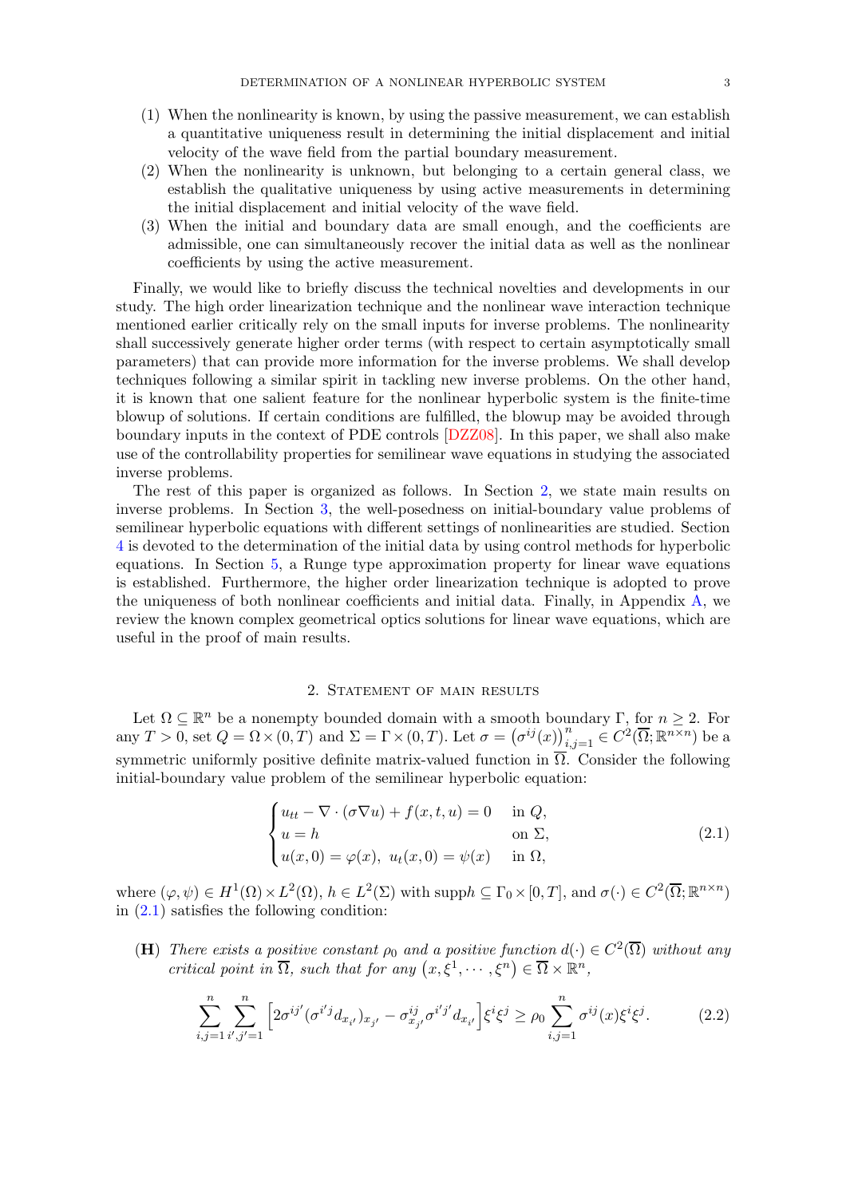(1) When the nonlinearity is known, by using the passive measurement, we can establish a quantitative uniqueness result in determining the initial displacement and initial velocity of the wave field from the partial boundary measurement.

(2) When the nonlinearity is unknown, but belonging to a certain general class, we establish the qualitative uniqueness by using active measurements in determining the initial displacement and initial velocity of the wave field.

(3) When the initial and boundary data are small enough, and the coefficients are admissible, one can simultaneously recover the initial data as well as the nonlinear coefficients by using the active measurement.

Finally, we would like to briefly discuss the technical novelties and developments in our study. The high order linearization technique and the nonlinear wave interaction technique mentioned earlier critically rely on the small inputs for inverse problems. The nonlinearity shall successively generate higher order terms (with respect to certain asymptotically small parameters) that can provide more information for the inverse problems. We shall develop techniques following a similar spirit in tackling new inverse problems. On the other hand, it is known that one salient feature for the nonlinear hyperbolic system is the finite-time blowup of solutions. If certain conditions are fulfilled, the blowup may be avoided through boundary inputs in the context of PDE controls [DZZ08]. In this paper, we shall also make use of the controllability properties for semilinear wave equations in studying the associated inverse problems.

The rest of this paper is organized as follows. In Section 2, we state main results on inverse problems. In Section 3, the well-posedness on initial-boundary value problems of semilinear hyperbolic equations with different settings of nonlinearities are studied. Section 4 is devoted to the determination of the initial data by using control methods for hyperbolic equations. In Section 5, a Runge type approximation property for linear wave equations is established. Furthermore, the higher order linearization technique is adopted to prove the uniqueness of both nonlinear coefficients and initial data. Finally, in Appendix A, we review the known complex geometrical optics solutions for linear wave equations, which are useful in the proof of main results.

## 2. Statement of main results

Let $\Omega \subseteq \mathbb{R}^n$ be a nonempty bounded domain with a smooth boundary $\Gamma$, for $n \geq 2$. For any $T > 0$, set $Q = \Omega \times (0,T)$ and $\Sigma = \Gamma \times (0,T)$. Let $\sigma = \left(\sigma^{ij}(x)\right)_{i,j=1}^{n} \in C^2(\overline{\Omega}; \mathbb{R}^{n\times n})$ be a symmetric uniformly positive definite matrix-valued function in $\overline{\Omega}$. Consider the following initial-boundary value problem of the semilinear hyperbolic equation:

$$
\begin{cases}
u_{tt} - \nabla \cdot (\sigma \nabla u) + f(x,t,u) = 0 & \text{in } Q, \\
u = h & \text{on } \Sigma, \\
u(x,0) = \varphi(x), \; u_t(x,0) = \psi(x) & \text{in } \Omega,
\end{cases}
\tag{2.1}
$$

where $(\varphi, \psi) \in H^1(\Omega) \times L^2(\Omega)$, $h \in L^2(\Sigma)$ with $\operatorname{supp} h \subseteq \Gamma_0 \times [0,T]$, and $\sigma(\cdot) \in C^2(\overline{\Omega}; \mathbb{R}^{n\times n})$ in (2.1) satisfies the following condition:

**(H)** *There exists a positive constant $\rho_0$ and a positive function $d(\cdot) \in C^2(\overline{\Omega})$ without any critical point in $\overline{\Omega}$, such that for any $(x, \xi^1, \cdots, \xi^n) \in \overline{\Omega} \times \mathbb{R}^n$,*

$$
\sum_{i,j=1}^{n} \sum_{i',j'=1}^{n} \left[ 2\sigma^{ij'} (\sigma^{i'j} d_{x_{i'}})_{x_{j'}} - \sigma^{ij}_{x_{j'}} \sigma^{i'j'} d_{x_{i'}} \right] \xi^i \xi^j \geq \rho_0 \sum_{i,j=1}^{n} \sigma^{ij}(x) \xi^i \xi^j.
\tag{2.2}
$$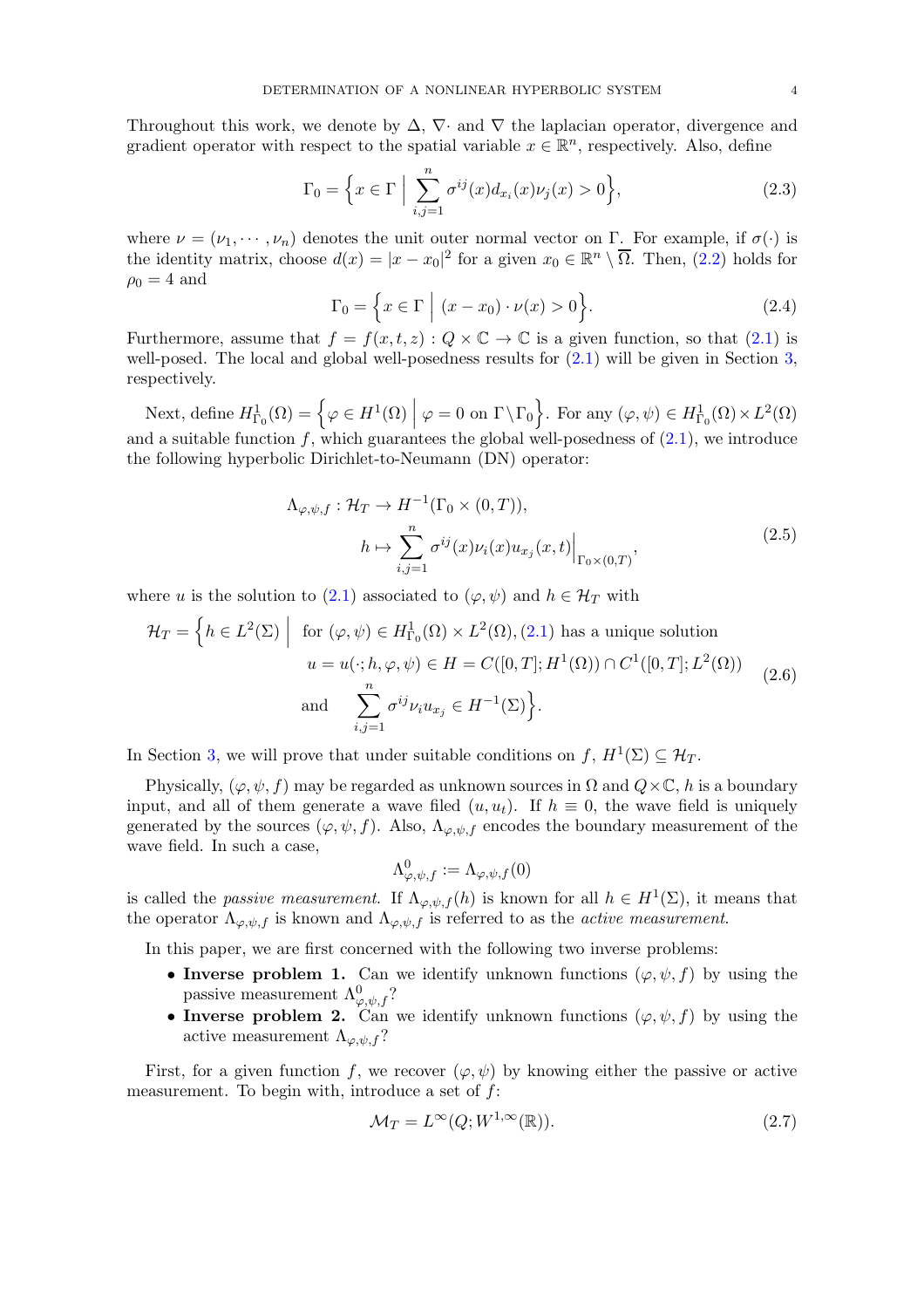Throughout this work, we denote by $\Delta$, $\nabla\cdot$ and $\nabla$ the laplacian operator, divergence and gradient operator with respect to the spatial variable $x \in \mathbb{R}^n$, respectively. Also, define

$$\Gamma_0 = \Big\{ x \in \Gamma \;\Big|\; \sum_{i,j=1}^{n} \sigma^{ij}(x) d_{x_i}(x) \nu_j(x) > 0 \Big\}, \tag{2.3}$$

where $\nu = (\nu_1, \cdots, \nu_n)$ denotes the unit outer normal vector on $\Gamma$. For example, if $\sigma(\cdot)$ is the identity matrix, choose $d(x) = |x - x_0|^2$ for a given $x_0 \in \mathbb{R}^n \setminus \overline{\Omega}$. Then, (2.2) holds for $\rho_0 = 4$ and

$$\Gamma_0 = \Big\{ x \in \Gamma \;\Big|\; (x - x_0) \cdot \nu(x) > 0 \Big\}. \tag{2.4}$$

Furthermore, assume that $f = f(x,t,z) : Q \times \mathbb{C} \to \mathbb{C}$ is a given function, so that (2.1) is well-posed. The local and global well-posedness results for (2.1) will be given in Section 3, respectively.

Next, define $H^1_{\Gamma_0}(\Omega) = \Big\{ \varphi \in H^1(\Omega) \;\Big|\; \varphi = 0 \text{ on } \Gamma \setminus \Gamma_0 \Big\}$. For any $(\varphi, \psi) \in H^1_{\Gamma_0}(\Omega) \times L^2(\Omega)$ and a suitable function $f$, which guarantees the global well-posedness of (2.1), we introduce the following hyperbolic Dirichlet-to-Neumann (DN) operator:

$$\begin{aligned} \Lambda_{\varphi,\psi,f} : \mathcal{H}_T &\to H^{-1}(\Gamma_0 \times (0,T)), \\ h &\mapsto \sum_{i,j=1}^{n} \sigma^{ij}(x) \nu_i(x) u_{x_j}(x,t)\Big|_{\Gamma_0 \times (0,T)}, \end{aligned} \tag{2.5}$$

where $u$ is the solution to (2.1) associated to $(\varphi, \psi)$ and $h \in \mathcal{H}_T$ with

$$\begin{aligned} \mathcal{H}_T = \Big\{ h \in L^2(\Sigma) \;\Big|\; & \text{ for } (\varphi, \psi) \in H^1_{\Gamma_0}(\Omega) \times L^2(\Omega), (2.1) \text{ has a unique solution} \\ & u = u(\cdot\,; h, \varphi, \psi) \in H = C([0,T]; H^1(\Omega)) \cap C^1([0,T]; L^2(\Omega)) \\ & \text{and} \quad \sum_{i,j=1}^{n} \sigma^{ij} \nu_i u_{x_j} \in H^{-1}(\Sigma) \Big\}. \end{aligned} \tag{2.6}$$

In Section 3, we will prove that under suitable conditions on $f$, $H^1(\Sigma) \subseteq \mathcal{H}_T$.

Physically, $(\varphi, \psi, f)$ may be regarded as unknown sources in $\Omega$ and $Q \times \mathbb{C}$, $h$ is a boundary input, and all of them generate a wave filed $(u, u_t)$. If $h \equiv 0$, the wave field is uniquely generated by the sources $(\varphi, \psi, f)$. Also, $\Lambda_{\varphi,\psi,f}$ encodes the boundary measurement of the wave field. In such a case,

$$\Lambda^0_{\varphi,\psi,f} := \Lambda_{\varphi,\psi,f}(0)$$

is called the *passive measurement*. If $\Lambda_{\varphi,\psi,f}(h)$ is known for all $h \in H^1(\Sigma)$, it means that the operator $\Lambda_{\varphi,\psi,f}$ is known and $\Lambda_{\varphi,\psi,f}$ is referred to as the *active measurement*.

In this paper, we are first concerned with the following two inverse problems:

- **Inverse problem 1.** Can we identify unknown functions $(\varphi, \psi, f)$ by using the passive measurement $\Lambda^0_{\varphi,\psi,f}$?
- **Inverse problem 2.** Can we identify unknown functions $(\varphi, \psi, f)$ by using the active measurement $\Lambda_{\varphi,\psi,f}$?

First, for a given function $f$, we recover $(\varphi, \psi)$ by knowing either the passive or active measurement. To begin with, introduce a set of $f$:

$$\mathcal{M}_T = L^\infty(Q; W^{1,\infty}(\mathbb{R})). \tag{2.7}$$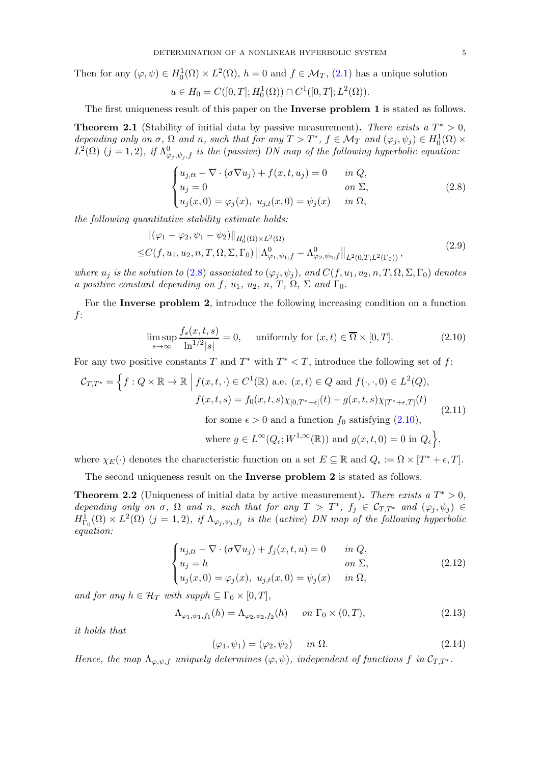Then for any $(\varphi,\psi)\in H_0^1(\Omega)\times L^2(\Omega)$, $h=0$ and $f\in\mathcal{M}_T$, (2.1) has a unique solution

$$u\in H_0=C([0,T];H_0^1(\Omega))\cap C^1([0,T];L^2(\Omega)).$$

The first uniqueness result of this paper on the **Inverse problem 1** is stated as follows.

**Theorem 2.1** (Stability of initial data by passive measurement). *There exists a $T^*>0$, depending only on $\sigma$, $\Omega$ and $n$, such that for any $T>T^*$, $f\in\mathcal{M}_T$ and $(\varphi_j,\psi_j)\in H_0^1(\Omega)\times L^2(\Omega)$ $(j=1,2)$, if $\Lambda^0_{\varphi_j,\psi_j,f}$ is the (passive) DN map of the following hyperbolic equation:*

$$\begin{cases} u_{j,tt}-\nabla\cdot(\sigma\nabla u_j)+f(x,t,u_j)=0 & \text{in } Q,\\ u_j=0 & \text{on } \Sigma,\\ u_j(x,0)=\varphi_j(x),\ u_{j,t}(x,0)=\psi_j(x) & \text{in } \Omega,\end{cases}\tag{2.8}$$

*the following quantitative stability estimate holds:*

$$\begin{aligned}&\|(\varphi_1-\varphi_2,\psi_1-\psi_2)\|_{H_0^1(\Omega)\times L^2(\Omega)}\\ \leq& C(f,u_1,u_2,n,T,\Omega,\Sigma,\Gamma_0)\left\|\Lambda^0_{\varphi_1,\psi_1,f}-\Lambda^0_{\varphi_2,\psi_2,f}\right\|_{L^2(0,T;L^2(\Gamma_0))},\end{aligned}\tag{2.9}$$

*where $u_j$ is the solution to (2.8) associated to $(\varphi_j,\psi_j)$, and $C(f,u_1,u_2,n,T,\Omega,\Sigma,\Gamma_0)$ denotes a positive constant depending on $f$, $u_1$, $u_2$, $n$, $T$, $\Omega$, $\Sigma$ and $\Gamma_0$.*

For the **Inverse problem 2**, introduce the following increasing condition on a function $f$:

$$\limsup_{s\to\infty}\frac{f_s(x,t,s)}{\ln^{1/2}|s|}=0,\qquad \text{uniformly for } (x,t)\in\overline{\Omega}\times[0,T].\tag{2.10}$$

For any two positive constants $T$ and $T^*$ with $T^*<T$, introduce the following set of $f$:

$$\begin{aligned}\mathcal{C}_{T,T^*}=\Big\{f:Q\times\mathbb{R}\to\mathbb{R}\ \Big|\ & f(x,t,\cdot)\in C^1(\mathbb{R}) \text{ a.e. } (x,t)\in Q \text{ and } f(\cdot,\cdot,0)\in L^2(Q),\\ & f(x,t,s)=f_0(x,t,s)\chi_{[0,T^*+\epsilon]}(t)+g(x,t,s)\chi_{[T^*+\epsilon,T]}(t)\\ & \text{for some } \epsilon>0 \text{ and a function } f_0 \text{ satisfying (2.10)},\\ & \text{where } g\in L^\infty(Q_\epsilon;W^{1,\infty}(\mathbb{R})) \text{ and } g(x,t,0)=0 \text{ in } Q_\epsilon\Big\},\end{aligned}\tag{2.11}$$

where $\chi_E(\cdot)$ denotes the characteristic function on a set $E\subseteq\mathbb{R}$ and $Q_\epsilon:=\Omega\times[T^*+\epsilon,T]$.

The second uniqueness result on the **Inverse problem 2** is stated as follows.

**Theorem 2.2** (Uniqueness of initial data by active measurement). *There exists a $T^*>0$, depending only on $\sigma$, $\Omega$ and $n$, such that for any $T>T^*$, $f_j\in\mathcal{C}_{T,T^*}$ and $(\varphi_j,\psi_j)\in H^1_{\Gamma_0}(\Omega)\times L^2(\Omega)$ $(j=1,2)$, if $\Lambda_{\varphi_j,\psi_j,f_j}$ is the (active) DN map of the following hyperbolic equation:*

$$\begin{cases} u_{j,tt}-\nabla\cdot(\sigma\nabla u_j)+f_j(x,t,u)=0 & \text{in } Q,\\ u_j=h & \text{on } \Sigma,\\ u_j(x,0)=\varphi_j(x),\ u_{j,t}(x,0)=\psi_j(x) & \text{in } \Omega,\end{cases}\tag{2.12}$$

*and for any $h\in\mathcal{H}_T$ with $\operatorname{supp}h\subseteq\Gamma_0\times[0,T]$,*

$$\Lambda_{\varphi_1,\psi_1,f_1}(h)=\Lambda_{\varphi_2,\psi_2,f_2}(h)\qquad \text{on } \Gamma_0\times(0,T),\tag{2.13}$$

*it holds that*

$$(\varphi_1,\psi_1)=(\varphi_2,\psi_2)\qquad \text{in } \Omega.\tag{2.14}$$

*Hence, the map $\Lambda_{\varphi,\psi,f}$ uniquely determines $(\varphi,\psi)$, independent of functions $f$ in $\mathcal{C}_{T,T^*}$.*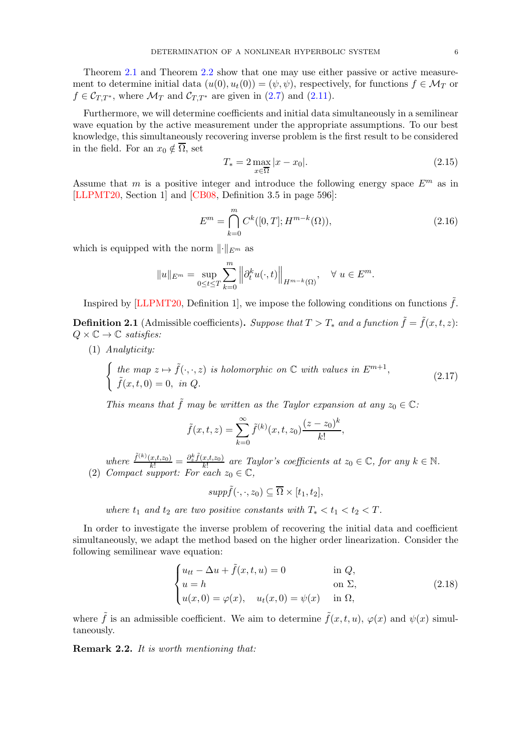Theorem 2.1 and Theorem 2.2 show that one may use either passive or active measurement to determine initial data $(u(0), u_t(0)) = (\psi, \psi)$, respectively, for functions $f \in \mathcal{M}_T$ or $f \in \mathcal{C}_{T,T^*}$, where $\mathcal{M}_T$ and $\mathcal{C}_{T,T^*}$ are given in (2.7) and (2.11).

Furthermore, we will determine coefficients and initial data simultaneously in a semilinear wave equation by the active measurement under the appropriate assumptions. To our best knowledge, this simultaneously recovering inverse problem is the first result to be considered in the field. For an $x_0 \notin \overline{\Omega}$, set

$$T_* = 2 \max_{x \in \overline{\Omega}} |x - x_0|. \tag{2.15}$$

Assume that $m$ is a positive integer and introduce the following energy space $E^m$ as in [LLPMT20, Section 1] and [CB08, Definition 3.5 in page 596]:

$$E^m = \bigcap_{k=0}^{m} C^k([0,T]; H^{m-k}(\Omega)), \tag{2.16}$$

which is equipped with the norm $\|\cdot\|_{E^m}$ as

$$\|u\|_{E^m} = \sup_{0 \le t \le T} \sum_{k=0}^{m} \left\| \partial_t^k u(\cdot, t) \right\|_{H^{m-k}(\Omega)}, \quad \forall\, u \in E^m.$$

Inspired by [LLPMT20, Definition 1], we impose the following conditions on functions $\tilde{f}$.

**Definition 2.1** (Admissible coefficients)**.** *Suppose that $T > T_*$ and a function $\tilde{f} = \tilde{f}(x,t,z)$: $Q \times \mathbb{C} \to \mathbb{C}$ satisfies:*

(1) *Analyticity:*

$$\begin{cases} \text{the map } z \mapsto \tilde{f}(\cdot, \cdot, z) \text{ is holomorphic on } \mathbb{C} \text{ with values in } E^{m+1}, \\ \tilde{f}(x,t,0) = 0, \ \text{in } Q. \end{cases} \tag{2.17}$$

*This means that $\tilde{f}$ may be written as the Taylor expansion at any $z_0 \in \mathbb{C}$:*

$$\tilde{f}(x,t,z) = \sum_{k=0}^{\infty} \tilde{f}^{(k)}(x,t,z_0) \frac{(z-z_0)^k}{k!},$$

*where $\frac{\tilde{f}^{(k)}(x,t,z_0)}{k!} = \frac{\partial_z^k \tilde{f}(x,t,z_0)}{k!}$ are Taylor's coefficients at $z_0 \in \mathbb{C}$, for any $k \in \mathbb{N}$.*

(2) *Compact support: For each $z_0 \in \mathbb{C}$,*

$$\mathit{supp} \tilde{f}(\cdot, \cdot, z_0) \subseteq \overline{\Omega} \times [t_1, t_2],$$

*where $t_1$ and $t_2$ are two positive constants with $T_* < t_1 < t_2 < T$.*

In order to investigate the inverse problem of recovering the initial data and coefficient simultaneously, we adapt the method based on the higher order linearization. Consider the following semilinear wave equation:

$$\begin{cases} u_{tt} - \Delta u + \tilde{f}(x,t,u) = 0 & \text{in } Q, \\ u = h & \text{on } \Sigma, \\ u(x,0) = \varphi(x), \quad u_t(x,0) = \psi(x) & \text{in } \Omega, \end{cases} \tag{2.18}$$

where $\tilde{f}$ is an admissible coefficient. We aim to determine $\tilde{f}(x,t,u)$, $\varphi(x)$ and $\psi(x)$ simultaneously.

**Remark 2.2.** *It is worth mentioning that:*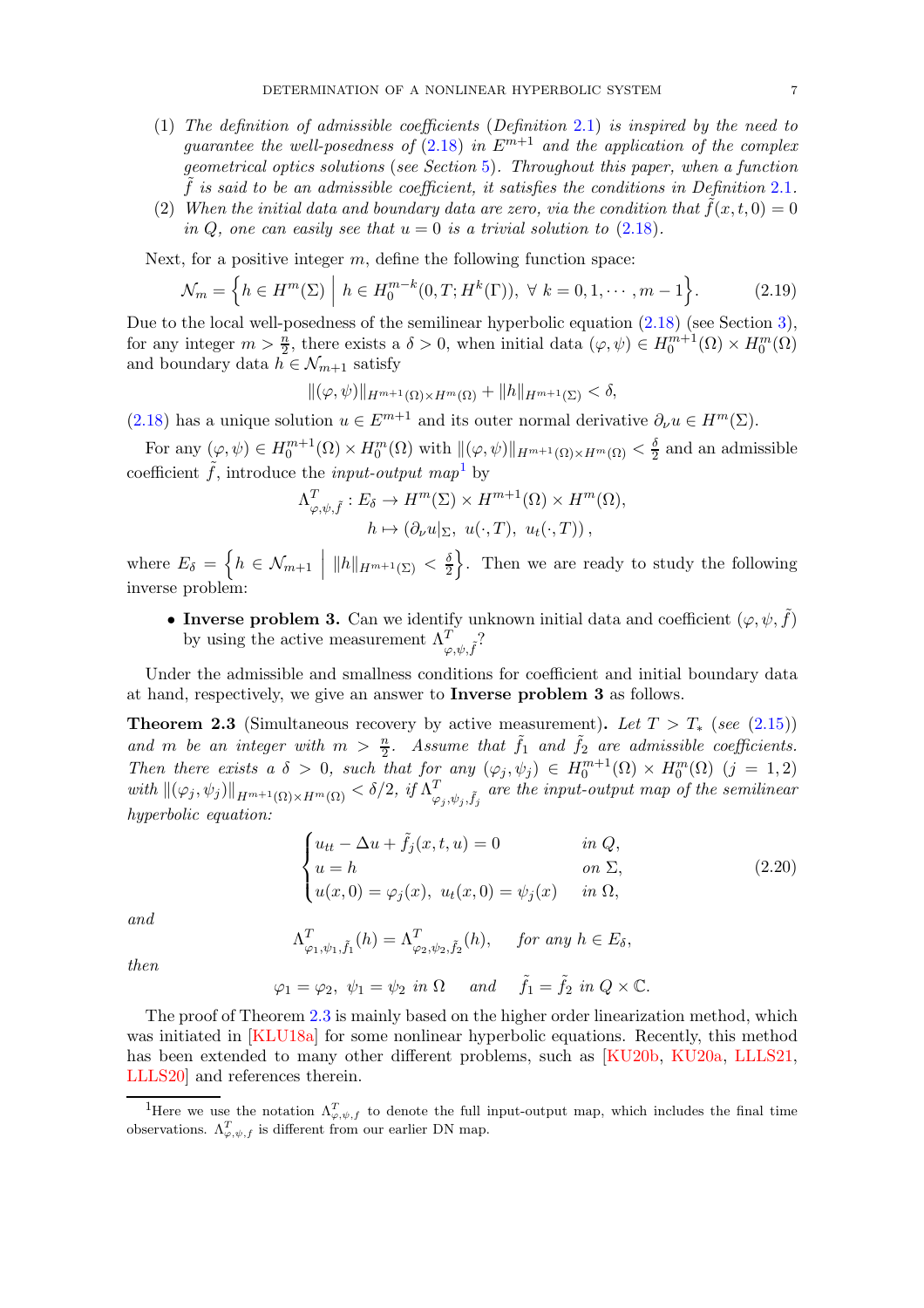(1) *The definition of admissible coefficients* (*Definition* 2.1) *is inspired by the need to guarantee the well-posedness of* (2.18) *in* $E^{m+1}$ *and the application of the complex geometrical optics solutions* (*see Section* 5). *Throughout this paper, when a function* $\tilde{f}$ *is said to be an admissible coefficient, it satisfies the conditions in Definition* 2.1.

(2) *When the initial data and boundary data are zero, via the condition that* $\tilde{f}(x,t,0) = 0$ *in* $Q$, *one can easily see that* $u = 0$ *is a trivial solution to* (2.18).

Next, for a positive integer $m$, define the following function space:

$$\mathcal{N}_m = \Big\{ h \in H^m(\Sigma) \;\Big|\; h \in H_0^{m-k}(0,T; H^k(\Gamma)),\ \forall\, k = 0, 1, \cdots, m-1 \Big\}. \tag{2.19}$$

Due to the local well-posedness of the semilinear hyperbolic equation (2.18) (see Section 3), for any integer $m > \frac{n}{2}$, there exists a $\delta > 0$, when initial data $(\varphi, \psi) \in H_0^{m+1}(\Omega) \times H_0^m(\Omega)$ and boundary data $h \in \mathcal{N}_{m+1}$ satisfy

$$\|(\varphi,\psi)\|_{H^{m+1}(\Omega)\times H^m(\Omega)} + \|h\|_{H^{m+1}(\Sigma)} < \delta,$$

(2.18) has a unique solution $u \in E^{m+1}$ and its outer normal derivative $\partial_\nu u \in H^m(\Sigma)$.

For any $(\varphi,\psi) \in H_0^{m+1}(\Omega) \times H_0^m(\Omega)$ with $\|(\varphi,\psi)\|_{H^{m+1}(\Omega)\times H^m(\Omega)} < \frac{\delta}{2}$ and an admissible coefficient $\tilde{f}$, introduce the *input-output map*[1] by

$$\Lambda^T_{\varphi,\psi,\tilde{f}} : E_\delta \to H^m(\Sigma) \times H^{m+1}(\Omega) \times H^m(\Omega),$$
$$h \mapsto \left( \partial_\nu u|_\Sigma,\ u(\cdot,T),\ u_t(\cdot,T) \right),$$

where $E_\delta = \Big\{ h \in \mathcal{N}_{m+1} \;\Big|\; \|h\|_{H^{m+1}(\Sigma)} < \frac{\delta}{2} \Big\}$. Then we are ready to study the following inverse problem:

- **Inverse problem 3.** Can we identify unknown initial data and coefficient $(\varphi, \psi, \tilde{f})$ by using the active measurement $\Lambda^T_{\varphi,\psi,\tilde{f}}$?

Under the admissible and smallness conditions for coefficient and initial boundary data at hand, respectively, we give an answer to **Inverse problem 3** as follows.

**Theorem 2.3** (Simultaneous recovery by active measurement)**.** *Let* $T > T_*$ (*see* (2.15)) *and* $m$ *be an integer with* $m > \frac{n}{2}$. *Assume that* $\tilde{f}_1$ *and* $\tilde{f}_2$ *are admissible coefficients. Then there exists a* $\delta > 0$, *such that for any* $(\varphi_j, \psi_j) \in H_0^{m+1}(\Omega) \times H_0^m(\Omega)$ $(j = 1, 2)$ *with* $\|(\varphi_j,\psi_j)\|_{H^{m+1}(\Omega)\times H^m(\Omega)} < \delta/2$, *if* $\Lambda^T_{\varphi_j,\psi_j,\tilde{f}_j}$ *are the input-output map of the semilinear hyperbolic equation:*

$$\begin{cases} u_{tt} - \Delta u + \tilde{f}_j(x,t,u) = 0 & \text{in } Q, \\ u = h & \text{on } \Sigma, \\ u(x,0) = \varphi_j(x),\ u_t(x,0) = \psi_j(x) & \text{in } \Omega, \end{cases} \tag{2.20}$$

*and*

$$\Lambda^T_{\varphi_1,\psi_1,\tilde{f}_1}(h) = \Lambda^T_{\varphi_2,\psi_2,\tilde{f}_2}(h), \quad \text{for any } h \in E_\delta,$$

*then*

$$\varphi_1 = \varphi_2,\ \psi_1 = \psi_2 \text{ in } \Omega \quad \text{and} \quad \tilde{f}_1 = \tilde{f}_2 \text{ in } Q \times \mathbb{C}.$$

The proof of Theorem 2.3 is mainly based on the higher order linearization method, which was initiated in [KLU18a] for some nonlinear hyperbolic equations. Recently, this method has been extended to many other different problems, such as [KU20b, KU20a, LLLS21, LLLS20] and references therein.

---

[1] Here we use the notation $\Lambda^T_{\varphi,\psi,f}$ to denote the full input-output map, which includes the final time observations. $\Lambda^T_{\varphi,\psi,f}$ is different from our earlier DN map.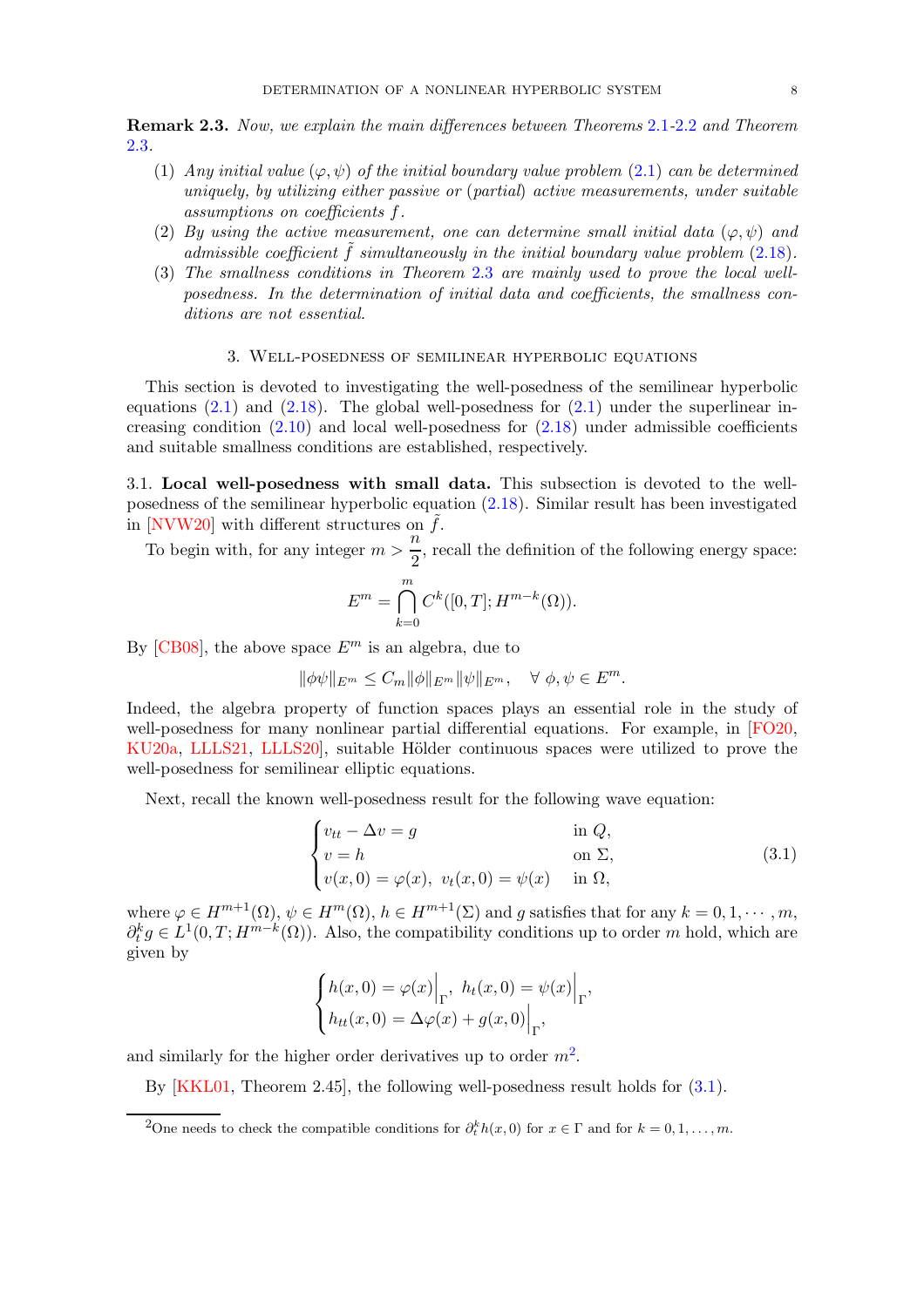**Remark 2.3.** *Now, we explain the main differences between Theorems 2.1-2.2 and Theorem 2.3.*

1. *Any initial value $(\varphi, \psi)$ of the initial boundary value problem (2.1) can be determined uniquely, by utilizing either passive or (partial) active measurements, under suitable assumptions on coefficients $f$.*
2. *By using the active measurement, one can determine small initial data $(\varphi, \psi)$ and admissible coefficient $\tilde{f}$ simultaneously in the initial boundary value problem (2.18).*
3. *The smallness conditions in Theorem 2.3 are mainly used to prove the local well-posedness. In the determination of initial data and coefficients, the smallness conditions are not essential.*

## 3. Well-posedness of semilinear hyperbolic equations

This section is devoted to investigating the well-posedness of the semilinear hyperbolic equations (2.1) and (2.18). The global well-posedness for (2.1) under the superlinear increasing condition (2.10) and local well-posedness for (2.18) under admissible coefficients and suitable smallness conditions are established, respectively.

### 3.1. Local well-posedness with small data.

This subsection is devoted to the well-posedness of the semilinear hyperbolic equation (2.18). Similar result has been investigated in [NVW20] with different structures on $\tilde{f}$.

To begin with, for any integer $m > \dfrac{n}{2}$, recall the definition of the following energy space:

$$E^m = \bigcap_{k=0}^{m} C^k([0, T]; H^{m-k}(\Omega)).$$

By [CB08], the above space $E^m$ is an algebra, due to

$$\|\phi\psi\|_{E^m} \leq C_m \|\phi\|_{E^m} \|\psi\|_{E^m}, \quad \forall\ \phi, \psi \in E^m.$$

Indeed, the algebra property of function spaces plays an essential role in the study of well-posedness for many nonlinear partial differential equations. For example, in [FO20, KU20a, LLLS21, LLLS20], suitable Hölder continuous spaces were utilized to prove the well-posedness for semilinear elliptic equations.

Next, recall the known well-posedness result for the following wave equation:

$$\begin{cases} v_{tt} - \Delta v = g & \text{in } Q, \\ v = h & \text{on } \Sigma, \\ v(x, 0) = \varphi(x), \ v_t(x, 0) = \psi(x) & \text{in } \Omega, \end{cases} \tag{3.1}$$

where $\varphi \in H^{m+1}(\Omega)$, $\psi \in H^m(\Omega)$, $h \in H^{m+1}(\Sigma)$ and $g$ satisfies that for any $k = 0, 1, \cdots, m$, $\partial_t^k g \in L^1(0, T; H^{m-k}(\Omega))$. Also, the compatibility conditions up to order $m$ hold, which are given by

$$\begin{cases} h(x, 0) = \varphi(x)\Big|_{\Gamma}, \ h_t(x, 0) = \psi(x)\Big|_{\Gamma}, \\ h_{tt}(x, 0) = \Delta\varphi(x) + g(x, 0)\Big|_{\Gamma}, \end{cases}$$

and similarly for the higher order derivatives up to order $m$[2].

By [KKL01, Theorem 2.45], the following well-posedness result holds for (3.1).

[2] One needs to check the compatible conditions for $\partial_t^k h(x, 0)$ for $x \in \Gamma$ and for $k = 0, 1, \ldots, m$.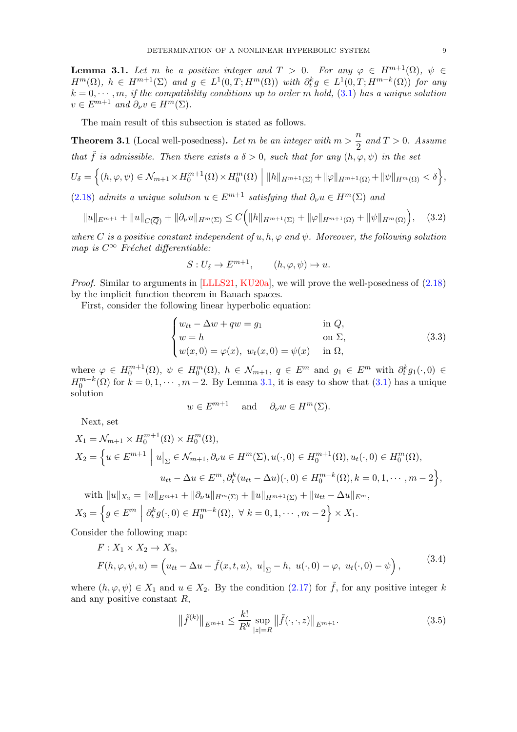**Lemma 3.1.** *Let $m$ be a positive integer and $T > 0$. For any $\varphi \in H^{m+1}(\Omega)$, $\psi \in H^m(\Omega)$, $h \in H^{m+1}(\Sigma)$ and $g \in L^1(0,T;H^m(\Omega))$ with $\partial_t^k g \in L^1(0,T;H^{m-k}(\Omega))$ for any $k = 0, \cdots, m$, if the compatibility conditions up to order $m$ hold, (3.1) has a unique solution $v \in E^{m+1}$ and $\partial_\nu v \in H^m(\Sigma)$.*

The main result of this subsection is stated as follows.

**Theorem 3.1** (Local well-posedness)**.** *Let $m$ be an integer with $m > \dfrac{n}{2}$ and $T > 0$. Assume that $\tilde{f}$ is admissible. Then there exists a $\delta > 0$, such that for any $(h, \varphi, \psi)$ in the set*

$$U_\delta = \Big\{(h,\varphi,\psi) \in \mathcal{N}_{m+1} \times H_0^{m+1}(\Omega) \times H_0^m(\Omega) \;\Big|\; \|h\|_{H^{m+1}(\Sigma)} + \|\varphi\|_{H^{m+1}(\Omega)} + \|\psi\|_{H^m(\Omega)} < \delta\Big\},$$

*(2.18) admits a unique solution $u \in E^{m+1}$ satisfying that $\partial_\nu u \in H^m(\Sigma)$ and*

$$\|u\|_{E^{m+1}} + \|u\|_{C(\overline{Q})} + \|\partial_\nu u\|_{H^m(\Sigma)} \le C\Big(\|h\|_{H^{m+1}(\Sigma)} + \|\varphi\|_{H^{m+1}(\Omega)} + \|\psi\|_{H^m(\Omega)}\Big), \tag{3.2}$$

*where $C$ is a positive constant independent of $u, h, \varphi$ and $\psi$. Moreover, the following solution map is $C^\infty$ Fréchet differentiable:*

$$S : U_\delta \to E^{m+1}, \qquad (h,\varphi,\psi) \mapsto u.$$

*Proof.* Similar to arguments in [LLLS21, KU20a], we will prove the well-posedness of (2.18) by the implicit function theorem in Banach spaces.

First, consider the following linear hyperbolic equation:

$$\begin{cases} w_{tt} - \Delta w + qw = g_1 & \text{in } Q, \\ w = h & \text{on } \Sigma, \\ w(x,0) = \varphi(x),\ w_t(x,0) = \psi(x) & \text{in } \Omega, \end{cases} \tag{3.3}$$

where $\varphi \in H_0^{m+1}(\Omega)$, $\psi \in H_0^m(\Omega)$, $h \in \mathcal{N}_{m+1}$, $q \in E^m$ and $g_1 \in E^m$ with $\partial_t^k g_1(\cdot,0) \in H_0^{m-k}(\Omega)$ for $k = 0, 1, \cdots, m-2$. By Lemma 3.1, it is easy to show that (3.1) has a unique solution

$$w \in E^{m+1} \quad \text{and} \quad \partial_\nu w \in H^m(\Sigma).$$

Next, set

$$X_1 = \mathcal{N}_{m+1} \times H_0^{m+1}(\Omega) \times H_0^m(\Omega),$$

$$X_2 = \Big\{u \in E^{m+1} \;\Big|\; u\big|_\Sigma \in \mathcal{N}_{m+1}, \partial_\nu u \in H^m(\Sigma), u(\cdot,0) \in H_0^{m+1}(\Omega), u_t(\cdot,0) \in H_0^m(\Omega),$$
$$u_{tt} - \Delta u \in E^m, \partial_t^k(u_{tt} - \Delta u)(\cdot,0) \in H_0^{m-k}(\Omega), k = 0, 1, \cdots, m-2\Big\},$$

with $\|u\|_{X_2} = \|u\|_{E^{m+1}} + \|\partial_\nu u\|_{H^m(\Sigma)} + \|u\|_{H^{m+1}(\Sigma)} + \|u_{tt} - \Delta u\|_{E^m}$,

$$X_3 = \Big\{g \in E^m \;\Big|\; \partial_t^k g(\cdot,0) \in H_0^{m-k}(\Omega),\ \forall\, k = 0, 1, \cdots, m-2\Big\} \times X_1.$$

Consider the following map:

$$\begin{aligned} &F : X_1 \times X_2 \to X_3, \\ &F(h,\varphi,\psi,u) = \Big(u_{tt} - \Delta u + \tilde{f}(x,t,u),\ u\big|_\Sigma - h,\ u(\cdot,0) - \varphi,\ u_t(\cdot,0) - \psi\Big), \end{aligned} \tag{3.4}$$

where $(h,\varphi,\psi) \in X_1$ and $u \in X_2$. By the condition (2.17) for $\tilde{f}$, for any positive integer $k$ and any positive constant $R$,

$$\big\|\tilde{f}^{(k)}\big\|_{E^{m+1}} \le \frac{k!}{R^k} \sup_{|z|=R} \big\|\tilde{f}(\cdot,\cdot,z)\big\|_{E^{m+1}}. \tag{3.5}$$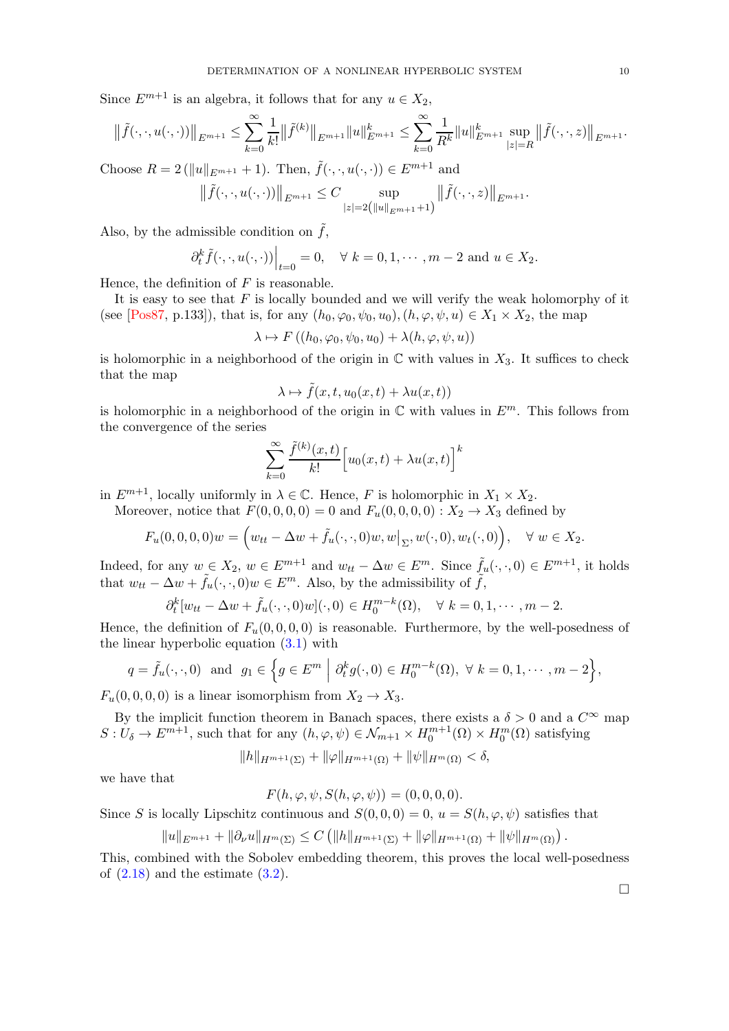Since $E^{m+1}$ is an algebra, it follows that for any $u \in X_2$,

$$\left\|\tilde{f}(\cdot,\cdot,u(\cdot,\cdot))\right\|_{E^{m+1}} \leq \sum_{k=0}^{\infty} \frac{1}{k!}\left\|\tilde{f}^{(k)}\right\|_{E^{m+1}}\|u\|_{E^{m+1}}^k \leq \sum_{k=0}^{\infty} \frac{1}{R^k}\|u\|_{E^{m+1}}^k \sup_{|z|=R}\left\|\tilde{f}(\cdot,\cdot,z)\right\|_{E^{m+1}}.$$

Choose $R = 2\left(\|u\|_{E^{m+1}} + 1\right)$. Then, $\tilde{f}(\cdot,\cdot,u(\cdot,\cdot)) \in E^{m+1}$ and

$$\left\|\tilde{f}(\cdot,\cdot,u(\cdot,\cdot))\right\|_{E^{m+1}} \leq C \sup_{|z|=2\left(\|u\|_{E^{m+1}}+1\right)} \left\|\tilde{f}(\cdot,\cdot,z)\right\|_{E^{m+1}}.$$

Also, by the admissible condition on $\tilde{f}$,

$$\partial_t^k \tilde{f}(\cdot,\cdot,u(\cdot,\cdot))\Big|_{t=0} = 0, \quad \forall\ k = 0,1,\cdots,m-2 \text{ and } u \in X_2.$$

Hence, the definition of $F$ is reasonable.

It is easy to see that $F$ is locally bounded and we will verify the weak holomorphy of it (see [Pos87, p.133]), that is, for any $(h_0,\varphi_0,\psi_0,u_0),(h,\varphi,\psi,u) \in X_1 \times X_2$, the map

$$\lambda \mapsto F\left((h_0,\varphi_0,\psi_0,u_0) + \lambda(h,\varphi,\psi,u)\right)$$

is holomorphic in a neighborhood of the origin in $\mathbb{C}$ with values in $X_3$. It suffices to check that the map

$$\lambda \mapsto \tilde{f}(x,t,u_0(x,t) + \lambda u(x,t))$$

is holomorphic in a neighborhood of the origin in $\mathbb{C}$ with values in $E^m$. This follows from the convergence of the series

$$\sum_{k=0}^{\infty} \frac{\tilde{f}^{(k)}(x,t)}{k!}\Big[u_0(x,t) + \lambda u(x,t)\Big]^k$$

in $E^{m+1}$, locally uniformly in $\lambda \in \mathbb{C}$. Hence, $F$ is holomorphic in $X_1 \times X_2$.

Moreover, notice that $F(0,0,0,0) = 0$ and $F_u(0,0,0,0): X_2 \to X_3$ defined by

$$F_u(0,0,0,0)w = \Big(w_{tt} - \Delta w + \tilde{f}_u(\cdot,\cdot,0)w, w\big|_{\Sigma}, w(\cdot,0), w_t(\cdot,0)\Big), \quad \forall\ w \in X_2.$$

Indeed, for any $w \in X_2$, $w \in E^{m+1}$ and $w_{tt} - \Delta w \in E^m$. Since $\tilde{f}_u(\cdot,\cdot,0) \in E^{m+1}$, it holds that $w_{tt} - \Delta w + \tilde{f}_u(\cdot,\cdot,0)w \in E^m$. Also, by the admissibility of $\tilde{f}$,

$$\partial_t^k[w_{tt} - \Delta w + \tilde{f}_u(\cdot,\cdot,0)w](\cdot,0) \in H_0^{m-k}(\Omega), \quad \forall\ k = 0,1,\cdots,m-2.$$

Hence, the definition of $F_u(0,0,0,0)$ is reasonable. Furthermore, by the well-posedness of the linear hyperbolic equation (3.1) with

$$q = \tilde{f}_u(\cdot,\cdot,0) \ \text{ and } \ g_1 \in \Big\{g \in E^m \ \Big|\ \partial_t^k g(\cdot,0) \in H_0^{m-k}(\Omega),\ \forall\ k = 0,1,\cdots,m-2\Big\},$$

$F_u(0,0,0,0)$ is a linear isomorphism from $X_2 \to X_3$.

By the implicit function theorem in Banach spaces, there exists a $\delta > 0$ and a $C^\infty$ map $S: U_\delta \to E^{m+1}$, such that for any $(h,\varphi,\psi) \in \mathcal{N}_{m+1} \times H_0^{m+1}(\Omega) \times H_0^m(\Omega)$ satisfying

$$\|h\|_{H^{m+1}(\Sigma)} + \|\varphi\|_{H^{m+1}(\Omega)} + \|\psi\|_{H^m(\Omega)} < \delta,$$

we have that

$$F(h,\varphi,\psi,S(h,\varphi,\psi)) = (0,0,0,0).$$

Since $S$ is locally Lipschitz continuous and $S(0,0,0) = 0$, $u = S(h,\varphi,\psi)$ satisfies that

$$\|u\|_{E^{m+1}} + \|\partial_\nu u\|_{H^m(\Sigma)} \leq C\left(\|h\|_{H^{m+1}(\Sigma)} + \|\varphi\|_{H^{m+1}(\Omega)} + \|\psi\|_{H^m(\Omega)}\right).$$

This, combined with the Sobolev embedding theorem, this proves the local well-posedness of (2.18) and the estimate (3.2).

$\square$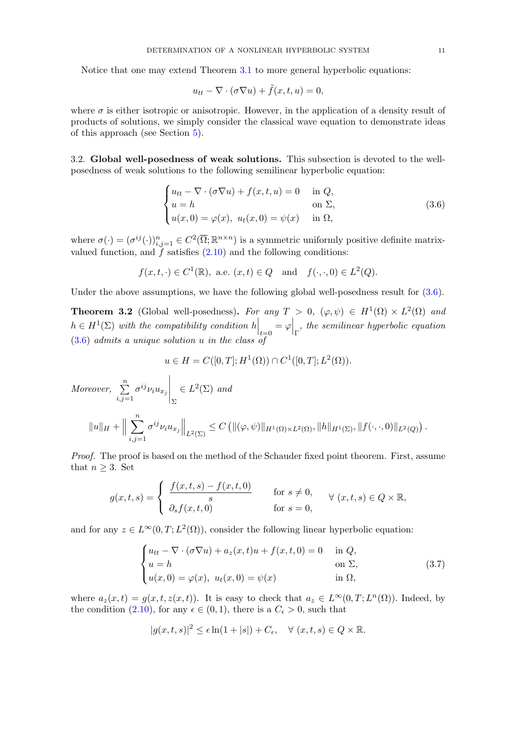Notice that one may extend Theorem 3.1 to more general hyperbolic equations:

$$u_{tt} - \nabla \cdot (\sigma \nabla u) + \tilde{f}(x,t,u) = 0,$$

where $\sigma$ is either isotropic or anisotropic. However, in the application of a density result of products of solutions, we simply consider the classical wave equation to demonstrate ideas of this approach (see Section 5).

3.2. **Global well-posedness of weak solutions.** This subsection is devoted to the well-posedness of weak solutions to the following semilinear hyperbolic equation:

$$\begin{cases} u_{tt} - \nabla \cdot (\sigma \nabla u) + f(x,t,u) = 0 & \text{in } Q, \\ u = h & \text{on } \Sigma, \\ u(x,0) = \varphi(x), \ u_t(x,0) = \psi(x) & \text{in } \Omega, \end{cases} \tag{3.6}$$

where $\sigma(\cdot) = (\sigma^{ij}(\cdot))_{i,j=1}^n \in C^2(\overline{\Omega}; \mathbb{R}^{n\times n})$ is a symmetric uniformly positive definite matrix-valued function, and $f$ satisfies (2.10) and the following conditions:

$$f(x,t,\cdot) \in C^1(\mathbb{R}), \text{ a.e. } (x,t) \in Q \quad \text{and} \quad f(\cdot,\cdot,0) \in L^2(Q).$$

Under the above assumptions, we have the following global well-posedness result for (3.6).

**Theorem 3.2** (Global well-posedness). *For any $T > 0$, $(\varphi, \psi) \in H^1(\Omega) \times L^2(\Omega)$ and $h \in H^1(\Sigma)$ with the compatibility condition $h\Big|_{t=0} = \varphi\Big|_{\Gamma}$, the semilinear hyperbolic equation (3.6) admits a unique solution $u$ in the class of*

$$u \in H = C([0,T]; H^1(\Omega)) \cap C^1([0,T]; L^2(\Omega)).$$

*Moreover, $\displaystyle\sum_{i,j=1}^n \sigma^{ij} \nu_i u_{x_j}\Bigg|_{\Sigma} \in L^2(\Sigma)$ and*

$$\|u\|_H + \Big\| \sum_{i,j=1}^n \sigma^{ij} \nu_i u_{x_j} \Big\|_{L^2(\Sigma)} \le C\left( \|(\varphi,\psi)\|_{H^1(\Omega)\times L^2(\Omega)}, \|h\|_{H^1(\Sigma)}, \|f(\cdot,\cdot,0)\|_{L^2(Q)} \right).$$

*Proof.* The proof is based on the method of the Schauder fixed point theorem. First, assume that $n \ge 3$. Set

$$g(x,t,s) = \begin{cases} \dfrac{f(x,t,s) - f(x,t,0)}{s} & \text{for } s \neq 0, \\ \partial_s f(x,t,0) & \text{for } s = 0, \end{cases} \qquad \forall\ (x,t,s) \in Q \times \mathbb{R},$$

and for any $z \in L^\infty(0,T; L^2(\Omega))$, consider the following linear hyperbolic equation:

$$\begin{cases} u_{tt} - \nabla \cdot (\sigma \nabla u) + a_z(x,t) u + f(x,t,0) = 0 & \text{in } Q, \\ u = h & \text{on } \Sigma, \\ u(x,0) = \varphi(x), \ u_t(x,0) = \psi(x) & \text{in } \Omega, \end{cases} \tag{3.7}$$

where $a_z(x,t) = g(x,t,z(x,t))$. It is easy to check that $a_z \in L^\infty(0,T; L^n(\Omega))$. Indeed, by the condition (2.10), for any $\epsilon \in (0,1)$, there is a $C_\epsilon > 0$, such that

$$|g(x,t,s)|^2 \le \epsilon \ln(1 + |s|) + C_\epsilon, \quad \forall\ (x,t,s) \in Q \times \mathbb{R}.$$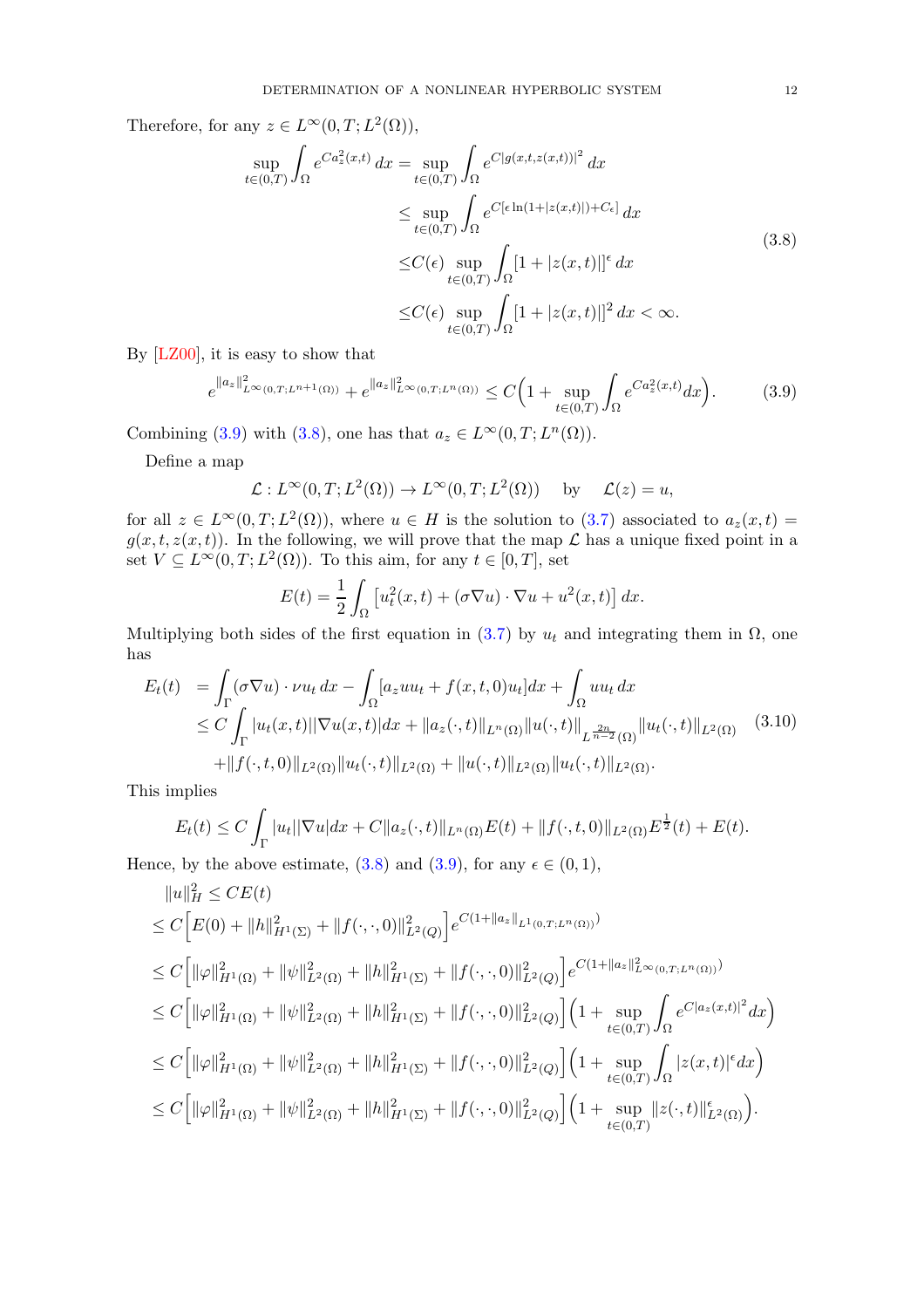Therefore, for any $z \in L^\infty(0,T;L^2(\Omega))$,

$$
\begin{aligned}
\sup_{t\in(0,T)} \int_\Omega e^{Ca_z^2(x,t)}\,dx &= \sup_{t\in(0,T)} \int_\Omega e^{C|g(x,t,z(x,t))|^2}\,dx \\
&\le \sup_{t\in(0,T)} \int_\Omega e^{C[\epsilon \ln(1+|z(x,t)|)+C_\epsilon]}\,dx \\
&\le C(\epsilon) \sup_{t\in(0,T)} \int_\Omega [1+|z(x,t)|]^\epsilon\,dx \\
&\le C(\epsilon) \sup_{t\in(0,T)} \int_\Omega [1+|z(x,t)|]^2\,dx < \infty.
\end{aligned}
\tag{3.8}
$$

By [LZ00], it is easy to show that

$$
e^{\|a_z\|^2_{L^\infty(0,T;L^{n+1}(\Omega))}} + e^{\|a_z\|^2_{L^\infty(0,T;L^n(\Omega))}} \le C\Big(1+\sup_{t\in(0,T)}\int_\Omega e^{Ca_z^2(x,t)}dx\Big). \tag{3.9}
$$

Combining (3.9) with (3.8), one has that $a_z \in L^\infty(0,T;L^n(\Omega))$.

Define a map

$$
\mathcal{L}: L^\infty(0,T;L^2(\Omega)) \to L^\infty(0,T;L^2(\Omega)) \quad \text{by} \quad \mathcal{L}(z)=u,
$$

for all $z \in L^\infty(0,T;L^2(\Omega))$, where $u\in H$ is the solution to (3.7) associated to $a_z(x,t) = g(x,t,z(x,t))$. In the following, we will prove that the map $\mathcal{L}$ has a unique fixed point in a set $V \subseteq L^\infty(0,T;L^2(\Omega))$. To this aim, for any $t\in[0,T]$, set

$$
E(t) = \frac{1}{2}\int_\Omega \left[u_t^2(x,t) + (\sigma\nabla u)\cdot\nabla u + u^2(x,t)\right]dx.
$$

Multiplying both sides of the first equation in (3.7) by $u_t$ and integrating them in $\Omega$, one has

$$
\begin{aligned}
E_t(t) &= \int_\Gamma (\sigma\nabla u)\cdot\nu u_t\,dx - \int_\Omega [a_z u u_t + f(x,t,0)u_t]dx + \int_\Omega u u_t\,dx \\
&\le C\int_\Gamma |u_t(x,t)||\nabla u(x,t)|dx + \|a_z(\cdot,t)\|_{L^n(\Omega)}\|u(\cdot,t)\|_{L^{\frac{2n}{n-2}}(\Omega)}\|u_t(\cdot,t)\|_{L^2(\Omega)} \\
&\quad + \|f(\cdot,t,0)\|_{L^2(\Omega)}\|u_t(\cdot,t)\|_{L^2(\Omega)} + \|u(\cdot,t)\|_{L^2(\Omega)}\|u_t(\cdot,t)\|_{L^2(\Omega)}.
\end{aligned}
\tag{3.10}
$$

This implies

$$
E_t(t) \le C\int_\Gamma |u_t||\nabla u|dx + C\|a_z(\cdot,t)\|_{L^n(\Omega)}E(t) + \|f(\cdot,t,0)\|_{L^2(\Omega)}E^{\frac{1}{2}}(t) + E(t).
$$

Hence, by the above estimate, (3.8) and (3.9), for any $\epsilon\in(0,1)$,

$$
\begin{aligned}
&\|u\|_H^2 \le CE(t) \\
&\le C\Big[E(0) + \|h\|^2_{H^1(\Sigma)} + \|f(\cdot,\cdot,0)\|^2_{L^2(Q)}\Big]e^{C(1+\|a_z\|_{L^1(0,T;L^n(\Omega))})} \\
&\le C\Big[\|\varphi\|^2_{H^1(\Omega)} + \|\psi\|^2_{L^2(\Omega)} + \|h\|^2_{H^1(\Sigma)} + \|f(\cdot,\cdot,0)\|^2_{L^2(Q)}\Big]e^{C(1+\|a_z\|^2_{L^\infty(0,T;L^n(\Omega))})} \\
&\le C\Big[\|\varphi\|^2_{H^1(\Omega)} + \|\psi\|^2_{L^2(\Omega)} + \|h\|^2_{H^1(\Sigma)} + \|f(\cdot,\cdot,0)\|^2_{L^2(Q)}\Big]\Big(1+\sup_{t\in(0,T)}\int_\Omega e^{C|a_z(x,t)|^2}dx\Big) \\
&\le C\Big[\|\varphi\|^2_{H^1(\Omega)} + \|\psi\|^2_{L^2(\Omega)} + \|h\|^2_{H^1(\Sigma)} + \|f(\cdot,\cdot,0)\|^2_{L^2(Q)}\Big]\Big(1+\sup_{t\in(0,T)}\int_\Omega |z(x,t)|^\epsilon dx\Big) \\
&\le C\Big[\|\varphi\|^2_{H^1(\Omega)} + \|\psi\|^2_{L^2(\Omega)} + \|h\|^2_{H^1(\Sigma)} + \|f(\cdot,\cdot,0)\|^2_{L^2(Q)}\Big]\Big(1+\sup_{t\in(0,T)}\|z(\cdot,t)\|^\epsilon_{L^2(\Omega)}\Big).
\end{aligned}
$$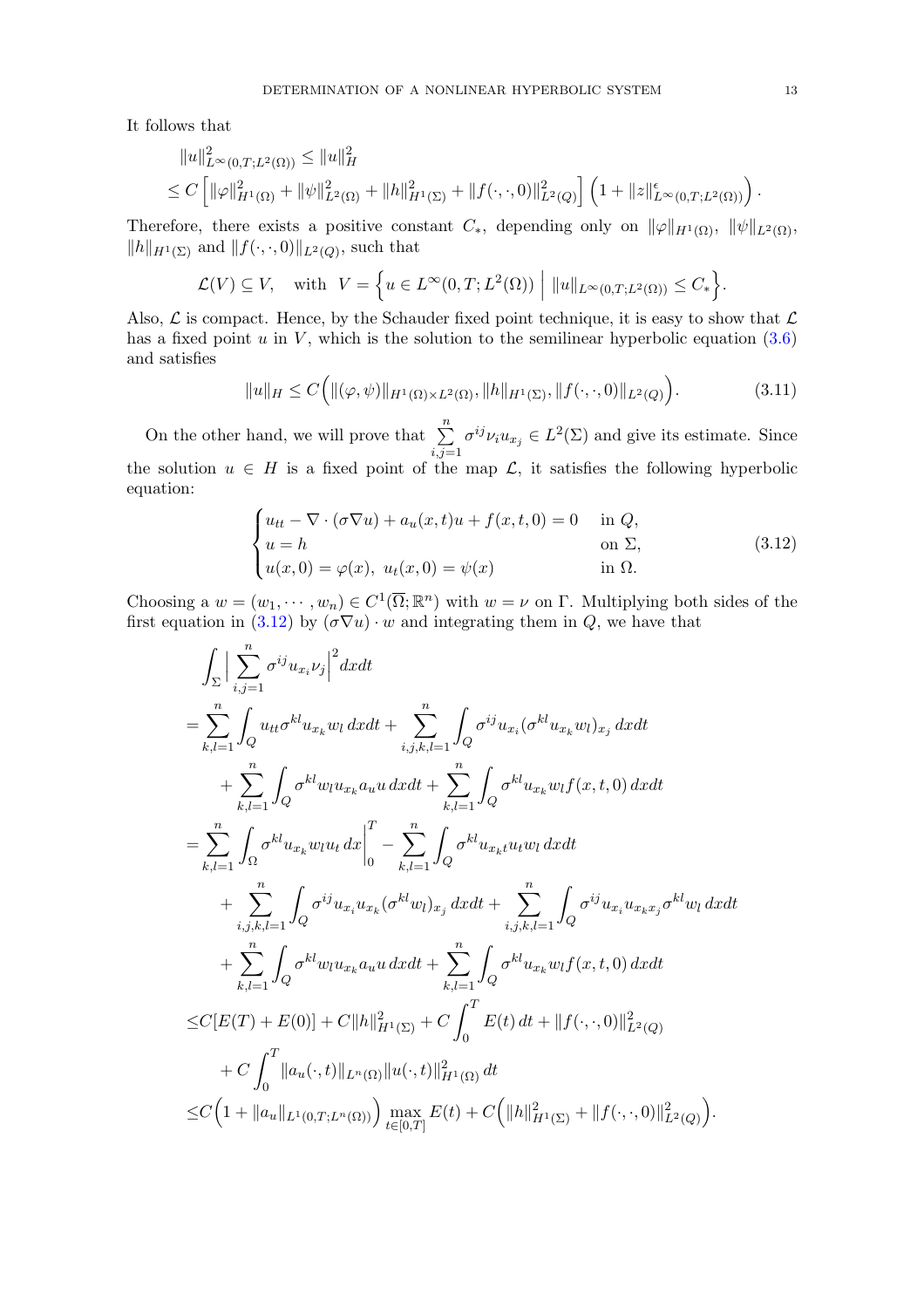It follows that

$$
\begin{aligned}
&\|u\|^2_{L^\infty(0,T;L^2(\Omega))} \le \|u\|^2_H \\
&\le C\left[\|\varphi\|^2_{H^1(\Omega)} + \|\psi\|^2_{L^2(\Omega)} + \|h\|^2_{H^1(\Sigma)} + \|f(\cdot,\cdot,0)\|^2_{L^2(Q)}\right]\left(1 + \|z\|^\epsilon_{L^\infty(0,T;L^2(\Omega))}\right).
\end{aligned}
$$

Therefore, there exists a positive constant $C_*$, depending only on $\|\varphi\|_{H^1(\Omega)}$, $\|\psi\|_{L^2(\Omega)}$, $\|h\|_{H^1(\Sigma)}$ and $\|f(\cdot,\cdot,0)\|_{L^2(Q)}$, such that

$$
\mathcal{L}(V) \subseteq V, \quad \text{with } V = \Big\{ u \in L^\infty(0,T;L^2(\Omega)) \;\Big|\; \|u\|_{L^\infty(0,T;L^2(\Omega))} \le C_* \Big\}.
$$

Also, $\mathcal{L}$ is compact. Hence, by the Schauder fixed point technique, it is easy to show that $\mathcal{L}$ has a fixed point $u$ in $V$, which is the solution to the semilinear hyperbolic equation (3.6) and satisfies

$$
\|u\|_H \le C\Big(\|(\varphi,\psi)\|_{H^1(\Omega)\times L^2(\Omega)}, \|h\|_{H^1(\Sigma)}, \|f(\cdot,\cdot,0)\|_{L^2(Q)}\Big). \tag{3.11}
$$

On the other hand, we will prove that $\sum_{i,j=1}^{n} \sigma^{ij}\nu_i u_{x_j} \in L^2(\Sigma)$ and give its estimate. Since the solution $u \in H$ is a fixed point of the map $\mathcal{L}$, it satisfies the following hyperbolic equation:

$$
\begin{cases}
u_{tt} - \nabla\cdot(\sigma\nabla u) + a_u(x,t)u + f(x,t,0) = 0 & \text{in } Q,\\
u = h & \text{on } \Sigma,\\
u(x,0) = \varphi(x),\ u_t(x,0) = \psi(x) & \text{in } \Omega.
\end{cases} \tag{3.12}
$$

Choosing a $w = (w_1,\cdots,w_n) \in C^1(\overline{\Omega};\mathbb{R}^n)$ with $w = \nu$ on $\Gamma$. Multiplying both sides of the first equation in (3.12) by $(\sigma\nabla u)\cdot w$ and integrating them in $Q$, we have that

$$
\begin{aligned}
&\int_\Sigma \Big|\sum_{i,j=1}^n \sigma^{ij} u_{x_i}\nu_j\Big|^2 dxdt \\
=& \sum_{k,l=1}^n \int_Q u_{tt}\sigma^{kl}u_{x_k}w_l\,dxdt + \sum_{i,j,k,l=1}^n \int_Q \sigma^{ij}u_{x_i}(\sigma^{kl}u_{x_k}w_l)_{x_j}\,dxdt \\
&+ \sum_{k,l=1}^n \int_Q \sigma^{kl}w_l u_{x_k} a_u u\,dxdt + \sum_{k,l=1}^n \int_Q \sigma^{kl}u_{x_k}w_l f(x,t,0)\,dxdt \\
=& \sum_{k,l=1}^n \int_\Omega \sigma^{kl}u_{x_k}w_l u_t\,dx\Big|_0^T - \sum_{k,l=1}^n \int_Q \sigma^{kl}u_{x_kt}u_t w_l\,dxdt \\
&+ \sum_{i,j,k,l=1}^n \int_Q \sigma^{ij}u_{x_i}u_{x_k}(\sigma^{kl}w_l)_{x_j}\,dxdt + \sum_{i,j,k,l=1}^n \int_Q \sigma^{ij}u_{x_i}u_{x_kx_j}\sigma^{kl}w_l\,dxdt \\
&+ \sum_{k,l=1}^n \int_Q \sigma^{kl}w_l u_{x_k} a_u u\,dxdt + \sum_{k,l=1}^n \int_Q \sigma^{kl}u_{x_k}w_l f(x,t,0)\,dxdt \\
\le& C[E(T)+E(0)] + C\|h\|^2_{H^1(\Sigma)} + C\int_0^T E(t)\,dt + \|f(\cdot,\cdot,0)\|^2_{L^2(Q)} \\
&+ C\int_0^T \|a_u(\cdot,t)\|_{L^n(\Omega)}\|u(\cdot,t)\|^2_{H^1(\Omega)}\,dt \\
\le& C\Big(1 + \|a_u\|_{L^1(0,T;L^n(\Omega))}\Big)\max_{t\in[0,T]} E(t) + C\Big(\|h\|^2_{H^1(\Sigma)} + \|f(\cdot,\cdot,0)\|^2_{L^2(Q)}\Big).
\end{aligned}
$$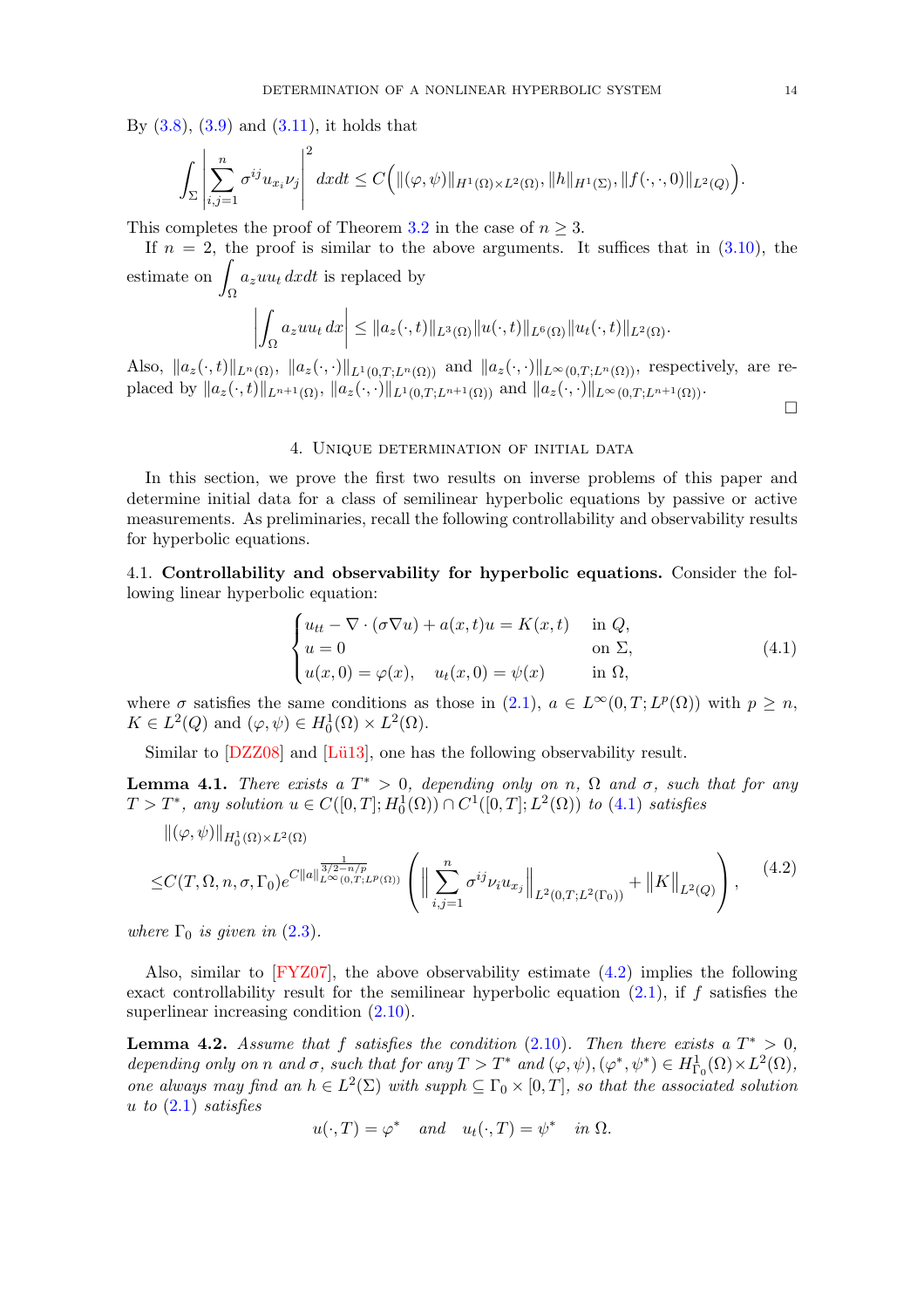By (3.8), (3.9) and (3.11), it holds that

$$\int_\Sigma \left| \sum_{i,j=1}^n \sigma^{ij} u_{x_i} \nu_j \right|^2 dxdt \le C\Big( \|(\varphi,\psi)\|_{H^1(\Omega)\times L^2(\Omega)}, \|h\|_{H^1(\Sigma)}, \|f(\cdot,\cdot,0)\|_{L^2(Q)} \Big).$$

This completes the proof of Theorem 3.2 in the case of $n \ge 3$.

If $n = 2$, the proof is similar to the above arguments. It suffices that in (3.10), the estimate on $\displaystyle\int_\Omega a_z u u_t \, dxdt$ is replaced by

$$\left| \int_\Omega a_z u u_t \, dx \right| \le \|a_z(\cdot,t)\|_{L^3(\Omega)} \|u(\cdot,t)\|_{L^6(\Omega)} \|u_t(\cdot,t)\|_{L^2(\Omega)}.$$

Also, $\|a_z(\cdot,t)\|_{L^n(\Omega)}$, $\|a_z(\cdot,\cdot)\|_{L^1(0,T;L^n(\Omega))}$ and $\|a_z(\cdot,\cdot)\|_{L^\infty(0,T;L^n(\Omega))}$, respectively, are replaced by $\|a_z(\cdot,t)\|_{L^{n+1}(\Omega)}$, $\|a_z(\cdot,\cdot)\|_{L^1(0,T;L^{n+1}(\Omega))}$ and $\|a_z(\cdot,\cdot)\|_{L^\infty(0,T;L^{n+1}(\Omega))}$.

□

## 4. Unique determination of initial data

In this section, we prove the first two results on inverse problems of this paper and determine initial data for a class of semilinear hyperbolic equations by passive or active measurements. As preliminaries, recall the following controllability and observability results for hyperbolic equations.

### 4.1. Controllability and observability for hyperbolic equations.

Consider the following linear hyperbolic equation:

$$\begin{cases} u_{tt} - \nabla\cdot(\sigma\nabla u) + a(x,t)u = K(x,t) & \text{in } Q, \\ u = 0 & \text{on } \Sigma, \\ u(x,0) = \varphi(x), \quad u_t(x,0) = \psi(x) & \text{in } \Omega, \end{cases} \tag{4.1}$$

where $\sigma$ satisfies the same conditions as those in (2.1), $a \in L^\infty(0,T;L^p(\Omega))$ with $p \ge n$, $K \in L^2(Q)$ and $(\varphi,\psi) \in H_0^1(\Omega)\times L^2(\Omega)$.

Similar to [DZZ08] and [Lü13], one has the following observability result.

**Lemma 4.1.** *There exists a $T^* > 0$, depending only on $n$, $\Omega$ and $\sigma$, such that for any $T > T^*$, any solution $u \in C([0,T];H_0^1(\Omega)) \cap C^1([0,T];L^2(\Omega))$ to (4.1) satisfies*

$$\begin{aligned} &\|(\varphi,\psi)\|_{H_0^1(\Omega)\times L^2(\Omega)} \\ \le& C(T,\Omega,n,\sigma,\Gamma_0) e^{C\|a\|_{L^\infty(0,T;L^p(\Omega))}^{\frac{1}{3/2-n/p}}} \left( \Big\| \sum_{i,j=1}^n \sigma^{ij}\nu_i u_{x_j} \Big\|_{L^2(0,T;L^2(\Gamma_0))} + \big\|K\big\|_{L^2(Q)} \right), \end{aligned} \tag{4.2}$$

*where $\Gamma_0$ is given in (2.3).*

Also, similar to [FYZ07], the above observability estimate (4.2) implies the following exact controllability result for the semilinear hyperbolic equation (2.1), if $f$ satisfies the superlinear increasing condition (2.10).

**Lemma 4.2.** *Assume that $f$ satisfies the condition (2.10). Then there exists a $T^* > 0$, depending only on $n$ and $\sigma$, such that for any $T > T^*$ and $(\varphi,\psi), (\varphi^*,\psi^*) \in H_{\Gamma_0}^1(\Omega)\times L^2(\Omega)$, one always may find an $h \in L^2(\Sigma)$ with $\operatorname{supp} h \subseteq \Gamma_0 \times [0,T]$, so that the associated solution $u$ to (2.1) satisfies*

$$u(\cdot,T) = \varphi^* \quad \text{and} \quad u_t(\cdot,T) = \psi^* \quad \text{in } \Omega.$$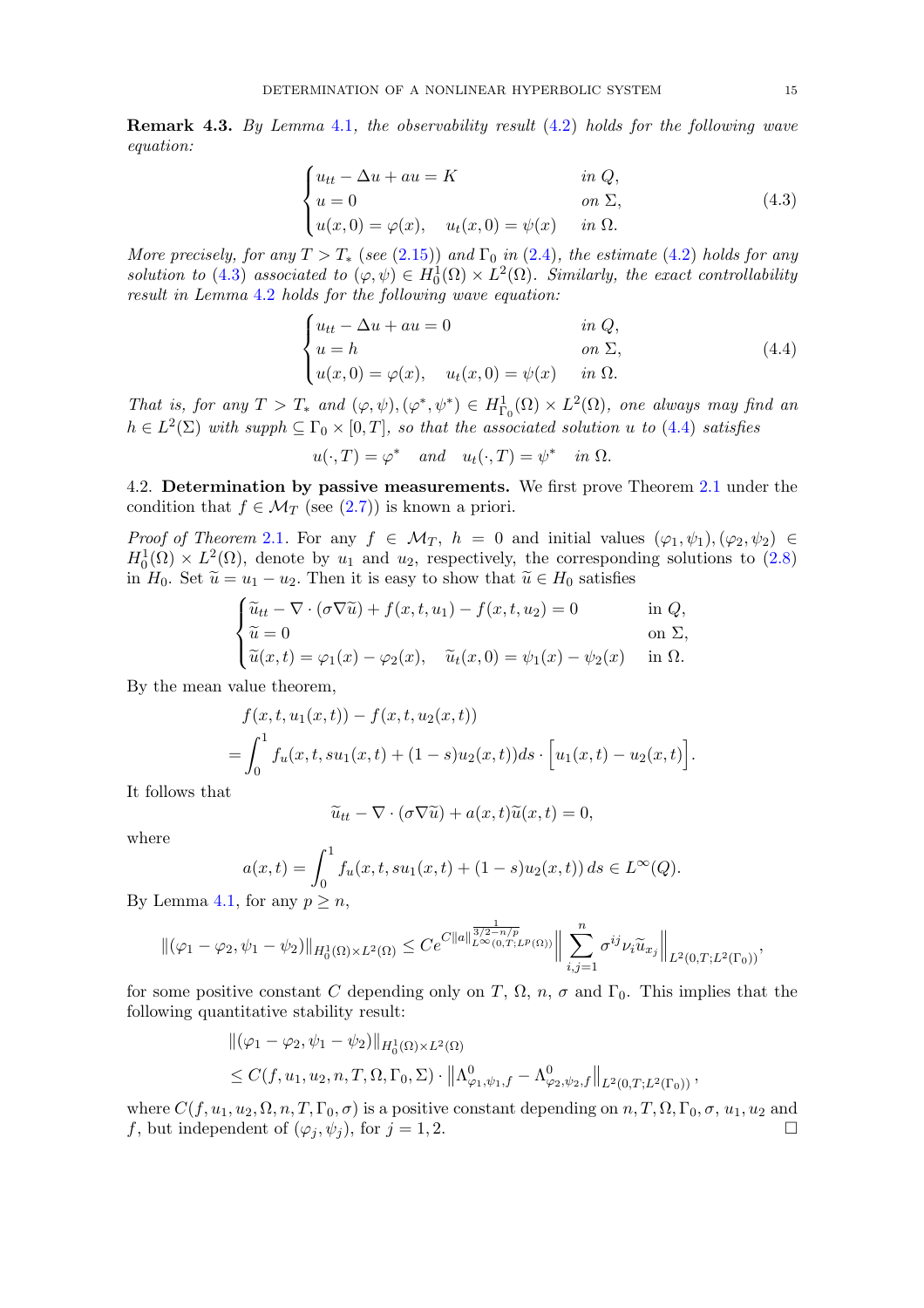**Remark 4.3.** *By Lemma 4.1, the observability result (4.2) holds for the following wave equation:*

$$
\begin{cases}
u_{tt} - \Delta u + au = K & \text{in } Q, \\
u = 0 & \text{on } \Sigma, \\
u(x,0) = \varphi(x), \quad u_t(x,0) = \psi(x) & \text{in } \Omega.
\end{cases}
\tag{4.3}
$$

*More precisely, for any $T > T_*$ (see (2.15)) and $\Gamma_0$ in (2.4), the estimate (4.2) holds for any solution to (4.3) associated to $(\varphi, \psi) \in H_0^1(\Omega) \times L^2(\Omega)$. Similarly, the exact controllability result in Lemma 4.2 holds for the following wave equation:*

$$
\begin{cases}
u_{tt} - \Delta u + au = 0 & \text{in } Q, \\
u = h & \text{on } \Sigma, \\
u(x,0) = \varphi(x), \quad u_t(x,0) = \psi(x) & \text{in } \Omega.
\end{cases}
\tag{4.4}
$$

*That is, for any $T > T_*$ and $(\varphi, \psi), (\varphi^*, \psi^*) \in H_{\Gamma_0}^1(\Omega) \times L^2(\Omega)$, one always may find an $h \in L^2(\Sigma)$ with $\operatorname{supp} h \subseteq \Gamma_0 \times [0,T]$, so that the associated solution $u$ to (4.4) satisfies*

$$
u(\cdot, T) = \varphi^* \quad \text{and} \quad u_t(\cdot, T) = \psi^* \quad \text{in } \Omega.
$$

### 4.2. Determination by passive measurements.

We first prove Theorem 2.1 under the condition that $f \in \mathcal{M}_T$ (see (2.7)) is known a priori.

*Proof of Theorem 2.1.* For any $f \in \mathcal{M}_T$, $h = 0$ and initial values $(\varphi_1, \psi_1), (\varphi_2, \psi_2) \in H_0^1(\Omega) \times L^2(\Omega)$, denote by $u_1$ and $u_2$, respectively, the corresponding solutions to (2.8) in $H_0$. Set $\widetilde{u} = u_1 - u_2$. Then it is easy to show that $\widetilde{u} \in H_0$ satisfies

$$
\begin{cases}
\widetilde{u}_{tt} - \nabla \cdot (\sigma \nabla \widetilde{u}) + f(x,t,u_1) - f(x,t,u_2) = 0 & \text{in } Q, \\
\widetilde{u} = 0 & \text{on } \Sigma, \\
\widetilde{u}(x,t) = \varphi_1(x) - \varphi_2(x), \quad \widetilde{u}_t(x,0) = \psi_1(x) - \psi_2(x) & \text{in } \Omega.
\end{cases}
$$

By the mean value theorem,

$$
\begin{aligned}
& f(x,t,u_1(x,t)) - f(x,t,u_2(x,t)) \\
= & \int_0^1 f_u(x,t,su_1(x,t) + (1-s)u_2(x,t)) ds \cdot \Big[ u_1(x,t) - u_2(x,t) \Big].
\end{aligned}
$$

It follows that

$$
\widetilde{u}_{tt} - \nabla \cdot (\sigma \nabla \widetilde{u}) + a(x,t) \widetilde{u}(x,t) = 0,
$$

where

$$
a(x,t) = \int_0^1 f_u(x,t,su_1(x,t) + (1-s)u_2(x,t)) \, ds \in L^\infty(Q).
$$

By Lemma 4.1, for any $p \geq n$,

$$
\|(\varphi_1 - \varphi_2, \psi_1 - \psi_2)\|_{H_0^1(\Omega) \times L^2(\Omega)} \leq C e^{C \|a\|_{L^\infty(0,T;L^p(\Omega))}^{\frac{1}{3/2 - n/p}}} \Big\| \sum_{i,j=1}^n \sigma^{ij} \nu_i \widetilde{u}_{x_j} \Big\|_{L^2(0,T;L^2(\Gamma_0))},
$$

for some positive constant $C$ depending only on $T$, $\Omega$, $n$, $\sigma$ and $\Gamma_0$. This implies that the following quantitative stability result:

$$
\begin{aligned}
& \|(\varphi_1 - \varphi_2, \psi_1 - \psi_2)\|_{H_0^1(\Omega) \times L^2(\Omega)} \\
& \leq C(f, u_1, u_2, n, T, \Omega, \Gamma_0, \Sigma) \cdot \left\| \Lambda^0_{\varphi_1, \psi_1, f} - \Lambda^0_{\varphi_2, \psi_2, f} \right\|_{L^2(0,T;L^2(\Gamma_0))},
\end{aligned}
$$

where $C(f, u_1, u_2, \Omega, n, T, \Gamma_0, \sigma)$ is a positive constant depending on $n, T, \Omega, \Gamma_0, \sigma$, $u_1$, $u_2$ and $f$, but independent of $(\varphi_j, \psi_j)$, for $j = 1, 2$. $\square$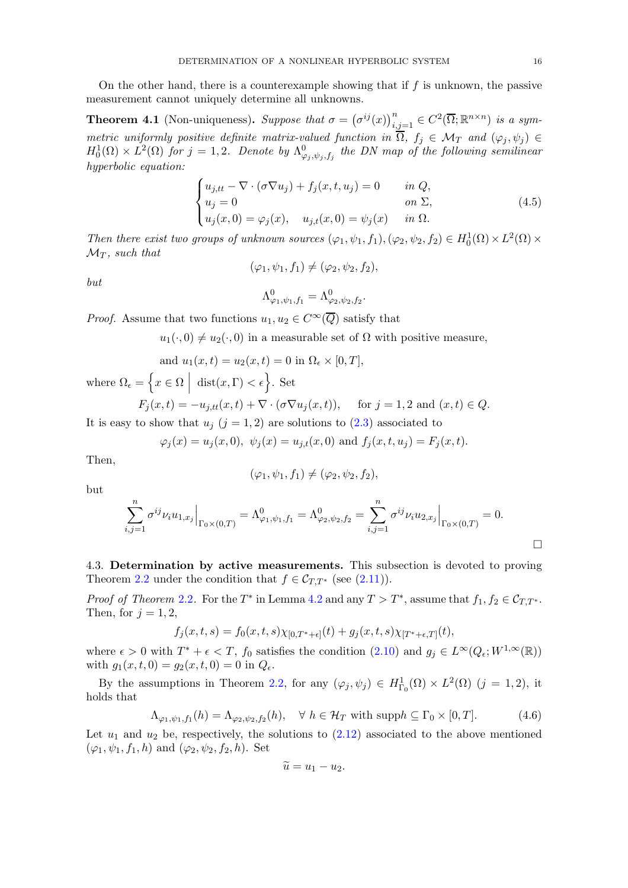On the other hand, there is a counterexample showing that if $f$ is unknown, the passive measurement cannot uniquely determine all unknowns.

**Theorem 4.1** (Non-uniqueness)**.** *Suppose that $\sigma = \left(\sigma^{ij}(x)\right)_{i,j=1}^n \in C^2(\overline{\Omega}; \mathbb{R}^{n\times n})$ is a symmetric uniformly positive definite matrix-valued function in $\overline{\Omega}$, $f_j \in \mathcal{M}_T$ and $(\varphi_j, \psi_j) \in H_0^1(\Omega)\times L^2(\Omega)$ for $j=1,2$. Denote by $\Lambda^0_{\varphi_j,\psi_j,f_j}$ the DN map of the following semilinear hyperbolic equation:*

$$
\begin{cases}
u_{j,tt} - \nabla\cdot(\sigma\nabla u_j) + f_j(x,t,u_j) = 0 & \text{in } Q,\\
u_j = 0 & \text{on } \Sigma,\\
u_j(x,0) = \varphi_j(x), \quad u_{j,t}(x,0) = \psi_j(x) & \text{in } \Omega.
\end{cases}
\tag{4.5}
$$

*Then there exist two groups of unknown sources $(\varphi_1,\psi_1,f_1), (\varphi_2,\psi_2,f_2) \in H_0^1(\Omega)\times L^2(\Omega)\times \mathcal{M}_T$, such that*

$$
(\varphi_1,\psi_1,f_1) \neq (\varphi_2,\psi_2,f_2),
$$

*but*

$$
\Lambda^0_{\varphi_1,\psi_1,f_1} = \Lambda^0_{\varphi_2,\psi_2,f_2}.
$$

*Proof.* Assume that two functions $u_1, u_2 \in C^\infty(\overline{Q})$ satisfy that

$$
u_1(\cdot,0) \neq u_2(\cdot,0) \text{ in a measurable set of } \Omega \text{ with positive measure,}
$$

$$
\text{and } u_1(x,t) = u_2(x,t) = 0 \text{ in } \Omega_\epsilon \times [0,T],
$$

where $\Omega_\epsilon = \left\{ x\in\Omega \;\middle|\; \operatorname{dist}(x,\Gamma) < \epsilon \right\}$. Set

$$
F_j(x,t) = -u_{j,tt}(x,t) + \nabla\cdot(\sigma\nabla u_j(x,t)), \quad \text{ for } j=1,2 \text{ and } (x,t)\in Q.
$$

It is easy to show that $u_j$ $(j=1,2)$ are solutions to (2.3) associated to

$$
\varphi_j(x) = u_j(x,0),\ \psi_j(x) = u_{j,t}(x,0) \text{ and } f_j(x,t,u_j) = F_j(x,t).
$$

Then,

$$
(\varphi_1,\psi_1,f_1) \neq (\varphi_2,\psi_2,f_2),
$$

but

$$
\sum_{i,j=1}^n \sigma^{ij}\nu_i u_{1,x_j}\Big|_{\Gamma_0\times(0,T)} = \Lambda^0_{\varphi_1,\psi_1,f_1} = \Lambda^0_{\varphi_2,\psi_2,f_2} = \sum_{i,j=1}^n \sigma^{ij}\nu_i u_{2,x_j}\Big|_{\Gamma_0\times(0,T)} = 0.
$$

□

4.3. **Determination by active measurements.** This subsection is devoted to proving Theorem 2.2 under the condition that $f\in\mathcal{C}_{T,T^*}$ (see (2.11)).

*Proof of Theorem 2.2.* For the $T^*$ in Lemma 4.2 and any $T>T^*$, assume that $f_1, f_2 \in \mathcal{C}_{T,T^*}$. Then, for $j=1,2$,

$$
f_j(x,t,s) = f_0(x,t,s)\chi_{[0,T^*+\epsilon]}(t) + g_j(x,t,s)\chi_{[T^*+\epsilon,T]}(t),
$$

where $\epsilon>0$ with $T^*+\epsilon<T$, $f_0$ satisfies the condition (2.10) and $g_j \in L^\infty(Q_\epsilon; W^{1,\infty}(\mathbb{R}))$ with $g_1(x,t,0) = g_2(x,t,0) = 0$ in $Q_\epsilon$.

By the assumptions in Theorem 2.2, for any $(\varphi_j,\psi_j) \in H^1_{\Gamma_0}(\Omega)\times L^2(\Omega)$ $(j=1,2)$, it holds that

$$
\Lambda_{\varphi_1,\psi_1,f_1}(h) = \Lambda_{\varphi_2,\psi_2,f_2}(h), \quad \forall\ h\in\mathcal{H}_T \text{ with } \operatorname{supp} h \subseteq \Gamma_0\times[0,T]. \tag{4.6}
$$

Let $u_1$ and $u_2$ be, respectively, the solutions to (2.12) associated to the above mentioned $(\varphi_1,\psi_1,f_1,h)$ and $(\varphi_2,\psi_2,f_2,h)$. Set

$$
\widetilde{u} = u_1 - u_2.
$$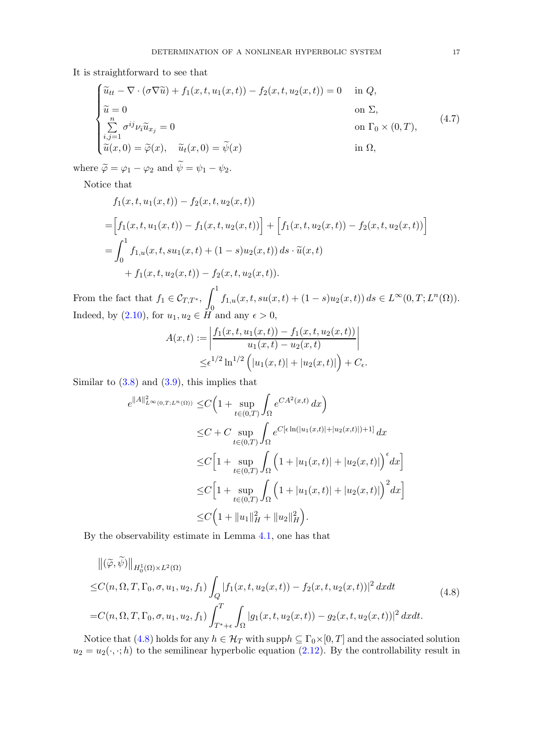It is straightforward to see that

$$
\begin{cases}
\widetilde{u}_{tt} - \nabla \cdot (\sigma \nabla \widetilde{u}) + f_1(x,t,u_1(x,t)) - f_2(x,t,u_2(x,t)) = 0 & \text{in } Q, \\
\widetilde{u} = 0 & \text{on } \Sigma, \\
\sum\limits_{i,j=1}^{n} \sigma^{ij} \nu_i \widetilde{u}_{x_j} = 0 & \text{on } \Gamma_0 \times (0,T), \\
\widetilde{u}(x,0) = \widetilde{\varphi}(x), \quad \widetilde{u}_t(x,0) = \widetilde{\psi}(x) & \text{in } \Omega,
\end{cases}
\tag{4.7}
$$

where $\widetilde{\varphi} = \varphi_1 - \varphi_2$ and $\widetilde{\psi} = \psi_1 - \psi_2$.

Notice that

$$
\begin{aligned}
& f_1(x,t,u_1(x,t)) - f_2(x,t,u_2(x,t)) \\
=& \Big[ f_1(x,t,u_1(x,t)) - f_1(x,t,u_2(x,t)) \Big] + \Big[ f_1(x,t,u_2(x,t)) - f_2(x,t,u_2(x,t)) \Big] \\
=& \int_0^1 f_{1,u}(x,t,su_1(x,t) + (1-s)u_2(x,t))\, ds \cdot \widetilde{u}(x,t) \\
& + f_1(x,t,u_2(x,t)) - f_2(x,t,u_2(x,t)).
\end{aligned}
$$

From the fact that $f_1 \in \mathcal{C}_{T,T^*}$, $\displaystyle\int_0^1 f_{1,u}(x,t,su(x,t) + (1-s)u_2(x,t))\, ds \in L^\infty(0,T;L^n(\Omega))$. Indeed, by (2.10), for $u_1, u_2 \in H$ and any $\epsilon > 0$,

$$
\begin{aligned}
A(x,t) :=& \left| \frac{f_1(x,t,u_1(x,t)) - f_1(x,t,u_2(x,t))}{u_1(x,t) - u_2(x,t)} \right| \\
\leq & \epsilon^{1/2} \ln^{1/2} \Big( |u_1(x,t)| + |u_2(x,t)| \Big) + C_\epsilon.
\end{aligned}
$$

Similar to (3.8) and (3.9), this implies that

$$
\begin{aligned}
e^{\|A\|^2_{L^\infty(0,T;L^n(\Omega))}} \leq & C\Big( 1 + \sup_{t\in(0,T)} \int_\Omega e^{CA^2(x,t)}\, dx \Big) \\
\leq & C + C \sup_{t\in(0,T)} \int_\Omega e^{C[\epsilon \ln(|u_1(x,t)| + |u_2(x,t)|) + 1]}\, dx \\
\leq & C\Big[ 1 + \sup_{t\in(0,T)} \int_\Omega \Big( 1 + |u_1(x,t)| + |u_2(x,t)| \Big)^\epsilon dx \Big] \\
\leq & C\Big[ 1 + \sup_{t\in(0,T)} \int_\Omega \Big( 1 + |u_1(x,t)| + |u_2(x,t)| \Big)^2 dx \Big] \\
\leq & C\Big( 1 + \|u_1\|_H^2 + \|u_2\|_H^2 \Big).
\end{aligned}
$$

By the observability estimate in Lemma 4.1, one has that

$$
\begin{aligned}
& \big\| (\widetilde{\varphi}, \widetilde{\psi}) \big\|_{H_0^1(\Omega) \times L^2(\Omega)} \\
\leq & C(n,\Omega,T,\Gamma_0,\sigma,u_1,u_2,f_1) \int_Q |f_1(x,t,u_2(x,t)) - f_2(x,t,u_2(x,t))|^2\, dxdt \\
= & C(n,\Omega,T,\Gamma_0,\sigma,u_1,u_2,f_1) \int_{T^*+\epsilon}^T \int_\Omega |g_1(x,t,u_2(x,t)) - g_2(x,t,u_2(x,t))|^2\, dxdt.
\end{aligned}
\tag{4.8}
$$

Notice that (4.8) holds for any $h \in \mathcal{H}_T$ with $\text{supp} h \subseteq \Gamma_0 \times [0,T]$ and the associated solution $u_2 = u_2(\cdot,\cdot;h)$ to the semilinear hyperbolic equation (2.12). By the controllability result in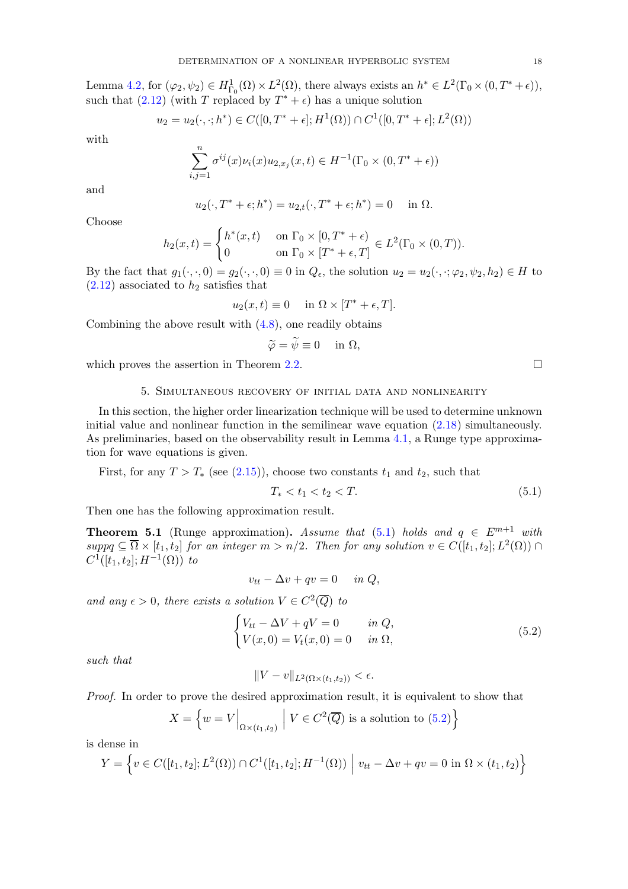Lemma 4.2, for $(\varphi_2, \psi_2) \in H^1_{\Gamma_0}(\Omega) \times L^2(\Omega)$, there always exists an $h^* \in L^2(\Gamma_0 \times (0, T^* + \epsilon))$, such that (2.12) (with $T$ replaced by $T^* + \epsilon$) has a unique solution

$$u_2 = u_2(\cdot, \cdot; h^*) \in C([0, T^* + \epsilon]; H^1(\Omega)) \cap C^1([0, T^* + \epsilon]; L^2(\Omega))$$

with

$$\sum_{i,j=1}^{n} \sigma^{ij}(x)\nu_i(x) u_{2,x_j}(x,t) \in H^{-1}(\Gamma_0 \times (0, T^* + \epsilon))$$

and

$$u_2(\cdot, T^* + \epsilon; h^*) = u_{2,t}(\cdot, T^* + \epsilon; h^*) = 0 \quad \text{ in } \Omega.$$

Choose

$$h_2(x,t) = \begin{cases} h^*(x,t) & \text{on } \Gamma_0 \times [0, T^* + \epsilon) \\ 0 & \text{on } \Gamma_0 \times [T^* + \epsilon, T] \end{cases} \in L^2(\Gamma_0 \times (0,T)).$$

By the fact that $g_1(\cdot, \cdot, 0) = g_2(\cdot, \cdot, 0) \equiv 0$ in $Q_\epsilon$, the solution $u_2 = u_2(\cdot, \cdot; \varphi_2, \psi_2, h_2) \in H$ to (2.12) associated to $h_2$ satisfies that

$$u_2(x,t) \equiv 0 \quad \text{ in } \Omega \times [T^* + \epsilon, T].$$

Combining the above result with (4.8), one readily obtains

$$\widetilde{\varphi} = \widetilde{\psi} \equiv 0 \quad \text{ in } \Omega,$$

which proves the assertion in Theorem 2.2. $\square$

## 5. Simultaneous recovery of initial data and nonlinearity

In this section, the higher order linearization technique will be used to determine unknown initial value and nonlinear function in the semilinear wave equation (2.18) simultaneously. As preliminaries, based on the observability result in Lemma 4.1, a Runge type approximation for wave equations is given.

First, for any $T > T_*$ (see (2.15)), choose two constants $t_1$ and $t_2$, such that

$$T_* < t_1 < t_2 < T. \tag{5.1}$$

Then one has the following approximation result.

**Theorem 5.1** (Runge approximation)**.** *Assume that* (5.1) *holds and* $q \in E^{m+1}$ *with* $supp q \subseteq \overline{\Omega} \times [t_1, t_2]$ *for an integer* $m > n/2$*. Then for any solution* $v \in C([t_1, t_2]; L^2(\Omega)) \cap C^1([t_1, t_2]; H^{-1}(\Omega))$ *to*

$$v_{tt} - \Delta v + qv = 0 \quad \text{ in } Q,$$

*and any* $\epsilon > 0$*, there exists a solution* $V \in C^2(\overline{Q})$ *to*

$$\begin{cases} V_{tt} - \Delta V + qV = 0 & \text{ in } Q, \\ V(x,0) = V_t(x,0) = 0 & \text{ in } \Omega, \end{cases} \tag{5.2}$$

*such that*

$$\|V - v\|_{L^2(\Omega \times (t_1, t_2))} < \epsilon.$$

*Proof.* In order to prove the desired approximation result, it is equivalent to show that

$$X = \left\{ w = V\Big|_{\Omega \times (t_1, t_2)} \;\Big|\; V \in C^2(\overline{Q}) \text{ is a solution to (5.2)} \right\}$$

is dense in

$$Y = \left\{ v \in C([t_1, t_2]; L^2(\Omega)) \cap C^1([t_1, t_2]; H^{-1}(\Omega)) \;\Big|\; v_{tt} - \Delta v + qv = 0 \text{ in } \Omega \times (t_1, t_2) \right\}$$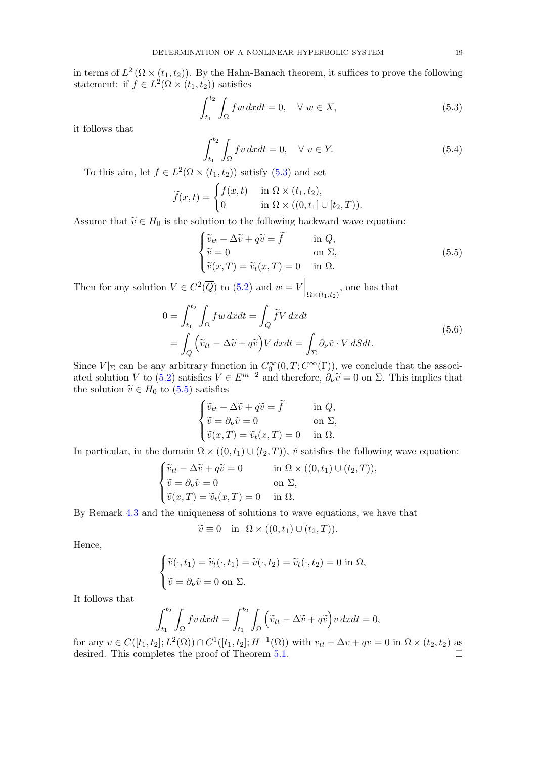in terms of $L^2(\Omega \times (t_1, t_2))$. By the Hahn-Banach theorem, it suffices to prove the following statement: if $f \in L^2(\Omega \times (t_1, t_2))$ satisfies

$$\int_{t_1}^{t_2} \int_\Omega f w \, dx dt = 0, \quad \forall \; w \in X, \tag{5.3}$$

it follows that

$$\int_{t_1}^{t_2} \int_\Omega f v \, dx dt = 0, \quad \forall \; v \in Y. \tag{5.4}$$

To this aim, let $f \in L^2(\Omega \times (t_1, t_2))$ satisfy (5.3) and set

$$\widetilde{f}(x,t) = \begin{cases} f(x,t) & \text{in } \Omega \times (t_1, t_2), \\ 0 & \text{in } \Omega \times ((0, t_1] \cup [t_2, T)). \end{cases}$$

Assume that $\widetilde{v} \in H_0$ is the solution to the following backward wave equation:

$$\begin{cases} \widetilde{v}_{tt} - \Delta \widetilde{v} + q \widetilde{v} = \widetilde{f} & \text{in } Q, \\ \widetilde{v} = 0 & \text{on } \Sigma, \\ \widetilde{v}(x,T) = \widetilde{v}_t(x,T) = 0 & \text{in } \Omega. \end{cases} \tag{5.5}$$

Then for any solution $V \in C^2(\overline{Q})$ to (5.2) and $w = V\Big|_{\Omega \times (t_1, t_2)}$, one has that

$$\begin{aligned} 0 &= \int_{t_1}^{t_2} \int_\Omega f w \, dx dt = \int_Q \widetilde{f} V \, dx dt \\ &= \int_Q \Big( \widetilde{v}_{tt} - \Delta \widetilde{v} + q \widetilde{v} \Big) V \, dx dt = \int_\Sigma \partial_\nu \widetilde{v} \cdot V \, dS dt. \end{aligned} \tag{5.6}$$

Since $V|_\Sigma$ can be any arbitrary function in $C_0^\infty(0,T; C^\infty(\Gamma))$, we conclude that the associated solution $V$ to (5.2) satisfies $V \in E^{m+2}$ and therefore, $\partial_\nu \widetilde{v} = 0$ on $\Sigma$. This implies that the solution $\widetilde{v} \in H_0$ to (5.5) satisfies

$$\begin{cases} \widetilde{v}_{tt} - \Delta \widetilde{v} + q \widetilde{v} = \widetilde{f} & \text{in } Q, \\ \widetilde{v} = \partial_\nu \widetilde{v} = 0 & \text{on } \Sigma, \\ \widetilde{v}(x,T) = \widetilde{v}_t(x,T) = 0 & \text{in } \Omega. \end{cases}$$

In particular, in the domain $\Omega \times ((0, t_1) \cup (t_2, T))$, $\tilde{v}$ satisfies the following wave equation:

$$\begin{cases} \widetilde{v}_{tt} - \Delta \widetilde{v} + q \widetilde{v} = 0 & \text{in } \Omega \times ((0, t_1) \cup (t_2, T)), \\ \widetilde{v} = \partial_\nu \widetilde{v} = 0 & \text{on } \Sigma, \\ \widetilde{v}(x,T) = \widetilde{v}_t(x,T) = 0 & \text{in } \Omega. \end{cases}$$

By Remark 4.3 and the uniqueness of solutions to wave equations, we have that

$$\widetilde{v} \equiv 0 \quad \text{in } \; \Omega \times ((0, t_1) \cup (t_2, T)).$$

Hence,

$$\begin{cases} \widetilde{v}(\cdot, t_1) = \widetilde{v}_t(\cdot, t_1) = \widetilde{v}(\cdot, t_2) = \widetilde{v}_t(\cdot, t_2) = 0 \text{ in } \Omega, \\ \widetilde{v} = \partial_\nu \widetilde{v} = 0 \text{ on } \Sigma. \end{cases}$$

It follows that

$$\int_{t_1}^{t_2} \int_\Omega f v \, dx dt = \int_{t_1}^{t_2} \int_\Omega \Big( \widetilde{v}_{tt} - \Delta \widetilde{v} + q \widetilde{v} \Big) v \, dx dt = 0,$$

for any $v \in C([t_1, t_2]; L^2(\Omega)) \cap C^1([t_1, t_2]; H^{-1}(\Omega))$ with $v_{tt} - \Delta v + qv = 0$ in $\Omega \times (t_2, t_2)$ as desired. This completes the proof of Theorem 5.1. $\square$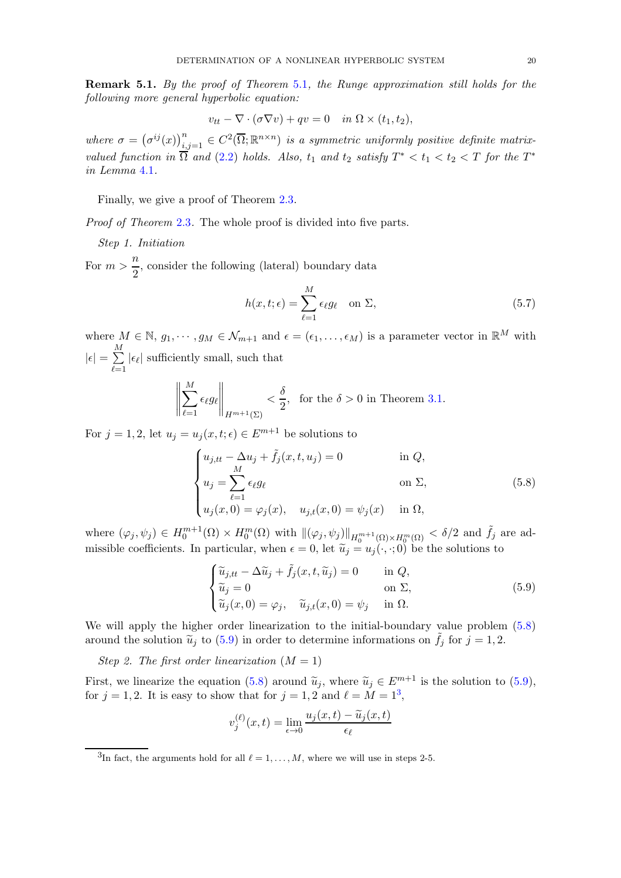**Remark 5.1.** *By the proof of Theorem 5.1, the Runge approximation still holds for the following more general hyperbolic equation:*

$$v_{tt} - \nabla \cdot (\sigma \nabla v) + qv = 0 \quad \text{in } \Omega \times (t_1, t_2),$$

*where $\sigma = \left(\sigma^{ij}(x)\right)_{i,j=1}^{n} \in C^2(\overline{\Omega}; \mathbb{R}^{n\times n})$ is a symmetric uniformly positive definite matrix-valued function in $\overline{\Omega}$ and (2.2) holds. Also, $t_1$ and $t_2$ satisfy $T^* < t_1 < t_2 < T$ for the $T^*$ in Lemma 4.1.*

Finally, we give a proof of Theorem 2.3.

*Proof of Theorem 2.3.* The whole proof is divided into five parts.

*Step 1. Initiation*

For $m > \dfrac{n}{2}$, consider the following (lateral) boundary data

$$h(x,t;\epsilon) = \sum_{\ell=1}^{M} \epsilon_\ell g_\ell \quad \text{on } \Sigma, \tag{5.7}$$

where $M \in \mathbb{N}$, $g_1, \cdots, g_M \in \mathcal{N}_{m+1}$ and $\epsilon = (\epsilon_1, \ldots, \epsilon_M)$ is a parameter vector in $\mathbb{R}^M$ with $|\epsilon| = \sum\limits_{\ell=1}^{M} |\epsilon_\ell|$ sufficiently small, such that

$$\left\| \sum_{\ell=1}^{M} \epsilon_\ell g_\ell \right\|_{H^{m+1}(\Sigma)} < \frac{\delta}{2}, \quad \text{for the } \delta > 0 \text{ in Theorem 3.1.}$$

For $j = 1, 2$, let $u_j = u_j(x,t;\epsilon) \in E^{m+1}$ be solutions to

$$\begin{cases} u_{j,tt} - \Delta u_j + \tilde{f}_j(x,t,u_j) = 0 & \text{in } Q, \\ u_j = \displaystyle\sum_{\ell=1}^{M} \epsilon_\ell g_\ell & \text{on } \Sigma, \\ u_j(x,0) = \varphi_j(x), \quad u_{j,t}(x,0) = \psi_j(x) & \text{in } \Omega, \end{cases} \tag{5.8}$$

where $(\varphi_j, \psi_j) \in H_0^{m+1}(\Omega) \times H_0^m(\Omega)$ with $\|(\varphi_j, \psi_j)\|_{H_0^{m+1}(\Omega)\times H_0^m(\Omega)} < \delta/2$ and $\tilde{f}_j$ are admissible coefficients. In particular, when $\epsilon = 0$, let $\widetilde{u}_j = u_j(\cdot,\cdot;0)$ be the solutions to

$$\begin{cases} \widetilde{u}_{j,tt} - \Delta \widetilde{u}_j + \tilde{f}_j(x,t,\widetilde{u}_j) = 0 & \text{in } Q, \\ \widetilde{u}_j = 0 & \text{on } \Sigma, \\ \widetilde{u}_j(x,0) = \varphi_j, \quad \widetilde{u}_{j,t}(x,0) = \psi_j & \text{in } \Omega. \end{cases} \tag{5.9}$$

We will apply the higher order linearization to the initial-boundary value problem (5.8) around the solution $\widetilde{u}_j$ to (5.9) in order to determine informations on $\tilde{f}_j$ for $j = 1, 2$.

*Step 2. The first order linearization ($M = 1$)*

First, we linearize the equation (5.8) around $\widetilde{u}_j$, where $\widetilde{u}_j \in E^{m+1}$ is the solution to (5.9), for $j = 1, 2$. It is easy to show that for $j = 1, 2$ and $\ell = M = 1$[3],

$$v_j^{(\ell)}(x,t) = \lim_{\epsilon \to 0} \frac{u_j(x,t) - \widetilde{u}_j(x,t)}{\epsilon_\ell}$$

[3] In fact, the arguments hold for all $\ell = 1, \ldots, M$, where we will use in steps 2-5.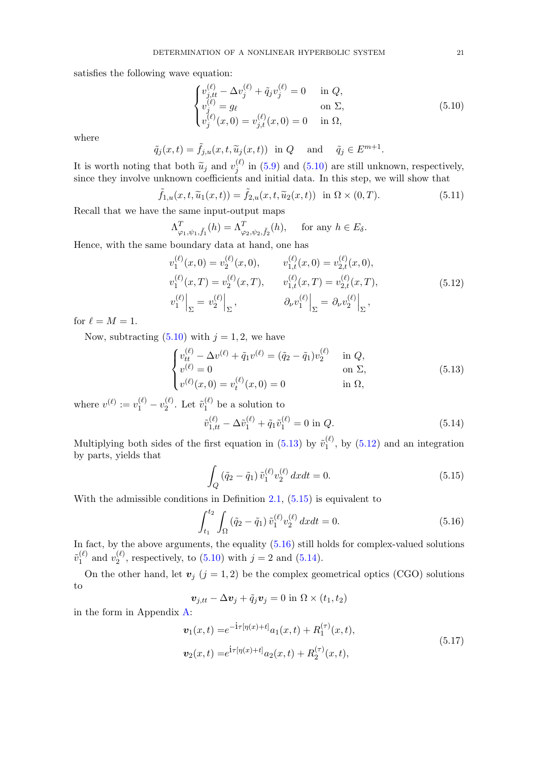satisfies the following wave equation:

$$
\begin{cases}
v_{j,tt}^{(\ell)} - \Delta v_j^{(\ell)} + \tilde{q}_j v_j^{(\ell)} = 0 & \text{in } Q, \\
v_j^{(\ell)} = g_\ell & \text{on } \Sigma, \\
v_j^{(\ell)}(x,0) = v_{j,t}^{(\ell)}(x,0) = 0 & \text{in } \Omega,
\end{cases}
\tag{5.10}
$$

where

$$
\tilde{q}_j(x,t) = \tilde{f}_{j,u}(x,t,\widetilde{u}_j(x,t)) \ \text{ in } Q \quad \text{ and } \quad \tilde{q}_j \in E^{m+1}.
$$

It is worth noting that both $\widetilde{u}_j$ and $v_j^{(\ell)}$ in (5.9) and (5.10) are still unknown, respectively, since they involve unknown coefficients and initial data. In this step, we will show that

$$
\tilde{f}_{1,u}(x,t,\widetilde{u}_1(x,t)) = \tilde{f}_{2,u}(x,t,\widetilde{u}_2(x,t)) \ \text{ in } \Omega \times (0,T). \tag{5.11}
$$

Recall that we have the same input-output maps

$$
\Lambda^T_{\varphi_1,\psi_1,\tilde{f}_1}(h) = \Lambda^T_{\varphi_2,\psi_2,\tilde{f}_2}(h), \quad \text{ for any } h \in E_\delta.
$$

Hence, with the same boundary data at hand, one has

$$
\begin{aligned}
&v_1^{(\ell)}(x,0) = v_2^{(\ell)}(x,0), && v_{1,t}^{(\ell)}(x,0) = v_{2,t}^{(\ell)}(x,0), \\
&v_1^{(\ell)}(x,T) = v_2^{(\ell)}(x,T), && v_{1,t}^{(\ell)}(x,T) = v_{2,t}^{(\ell)}(x,T), \\
&v_1^{(\ell)}\Big|_\Sigma = v_2^{(\ell)}\Big|_\Sigma, && \partial_\nu v_1^{(\ell)}\Big|_\Sigma = \partial_\nu v_2^{(\ell)}\Big|_\Sigma,
\end{aligned}
\tag{5.12}
$$

for $\ell = M = 1$.

Now, subtracting (5.10) with $j = 1, 2$, we have

$$
\begin{cases}
v_{tt}^{(\ell)} - \Delta v^{(\ell)} + \tilde{q}_1 v^{(\ell)} = (\tilde{q}_2 - \tilde{q}_1) v_2^{(\ell)} & \text{in } Q, \\
v^{(\ell)} = 0 & \text{on } \Sigma, \\
v^{(\ell)}(x,0) = v_t^{(\ell)}(x,0) = 0 & \text{in } \Omega,
\end{cases}
\tag{5.13}
$$

where $v^{(\ell)} := v_1^{(\ell)} - v_2^{(\ell)}$. Let $\tilde{v}_1^{(\ell)}$ be a solution to

$$
\tilde{v}_{1,tt}^{(\ell)} - \Delta \tilde{v}_1^{(\ell)} + \tilde{q}_1 \tilde{v}_1^{(\ell)} = 0 \text{ in } Q. \tag{5.14}
$$

Multiplying both sides of the first equation in (5.13) by $\tilde{v}_1^{(\ell)}$, by (5.12) and an integration by parts, yields that

$$
\int_Q (\tilde{q}_2 - \tilde{q}_1)\, \tilde{v}_1^{(\ell)} v_2^{(\ell)} \, dxdt = 0. \tag{5.15}
$$

With the admissible conditions in Definition 2.1, (5.15) is equivalent to

$$
\int_{t_1}^{t_2} \int_\Omega (\tilde{q}_2 - \tilde{q}_1)\, \tilde{v}_1^{(\ell)} v_2^{(\ell)} \, dxdt = 0. \tag{5.16}
$$

In fact, by the above arguments, the equality (5.16) still holds for complex-valued solutions $\tilde{v}_1^{(\ell)}$ and $v_2^{(\ell)}$, respectively, to (5.10) with $j = 2$ and (5.14).

On the other hand, let $\boldsymbol{v}_j$ $(j = 1, 2)$ be the complex geometrical optics (CGO) solutions to

$$
\boldsymbol{v}_{j,tt} - \Delta \boldsymbol{v}_j + \tilde{q}_j \boldsymbol{v}_j = 0 \text{ in } \Omega \times (t_1, t_2)
$$

in the form in Appendix A:

$$
\begin{aligned}
\boldsymbol{v}_1(x,t) &= e^{-\mathrm{i}\tau[\eta(x)+t]} a_1(x,t) + R_1^{(\tau)}(x,t), \\
\boldsymbol{v}_2(x,t) &= e^{\mathrm{i}\tau[\eta(x)+t]} a_2(x,t) + R_2^{(\tau)}(x,t),
\end{aligned}
\tag{5.17}
$$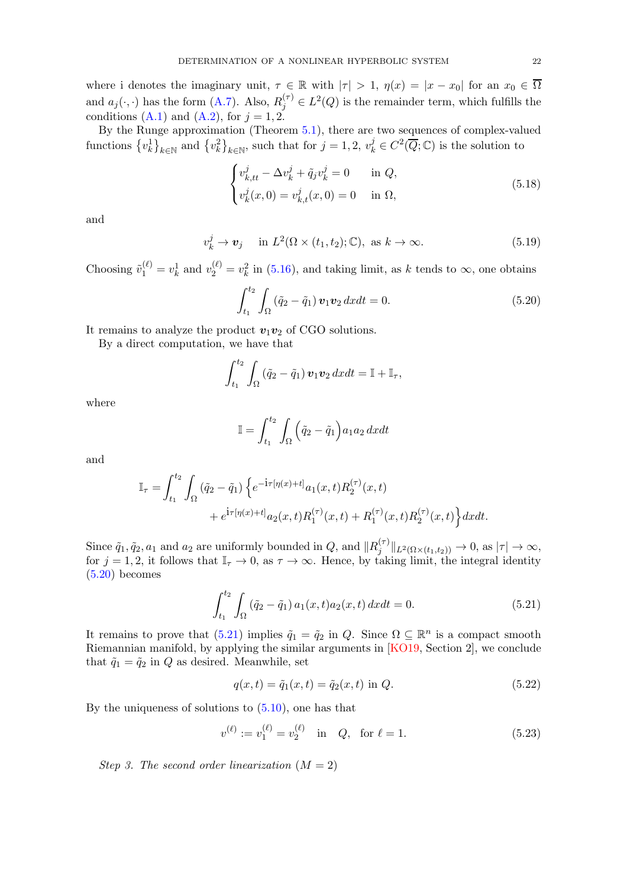where i denotes the imaginary unit, $\tau \in \mathbb{R}$ with $|\tau| > 1$, $\eta(x) = |x - x_0|$ for an $x_0 \in \overline{\Omega}$ and $a_j(\cdot,\cdot)$ has the form (A.7). Also, $R_j^{(\tau)} \in L^2(Q)$ is the remainder term, which fulfills the conditions (A.1) and (A.2), for $j = 1, 2$.

By the Runge approximation (Theorem 5.1), there are two sequences of complex-valued functions $\{v_k^1\}_{k\in\mathbb{N}}$ and $\{v_k^2\}_{k\in\mathbb{N}}$, such that for $j = 1, 2$, $v_k^j \in C^2(\overline{Q}; \mathbb{C})$ is the solution to

$$
\begin{cases}
v_{k,tt}^j - \Delta v_k^j + \tilde{q}_j v_k^j = 0 & \text{in } Q, \\
v_k^j(x, 0) = v_{k,t}^j(x, 0) = 0 & \text{in } \Omega,
\end{cases}
\tag{5.18}
$$

and

$$
v_k^j \to \boldsymbol{v}_j \quad \text{in } L^2(\Omega \times (t_1, t_2); \mathbb{C}), \text{ as } k \to \infty. \tag{5.19}
$$

Choosing $\tilde{v}_1^{(\ell)} = v_k^1$ and $v_2^{(\ell)} = v_k^2$ in (5.16), and taking limit, as $k$ tends to $\infty$, one obtains

$$
\int_{t_1}^{t_2} \int_\Omega (\tilde{q}_2 - \tilde{q}_1)\, \boldsymbol{v}_1 \boldsymbol{v}_2 \, dxdt = 0. \tag{5.20}
$$

It remains to analyze the product $\boldsymbol{v}_1\boldsymbol{v}_2$ of CGO solutions.

By a direct computation, we have that

$$
\int_{t_1}^{t_2} \int_\Omega (\tilde{q}_2 - \tilde{q}_1)\, \boldsymbol{v}_1 \boldsymbol{v}_2 \, dxdt = \mathbb{I} + \mathbb{I}_\tau,
$$

where

$$
\mathbb{I} = \int_{t_1}^{t_2} \int_\Omega \Big(\tilde{q}_2 - \tilde{q}_1\Big) a_1 a_2 \, dxdt
$$

and

$$
\begin{aligned}
\mathbb{I}_\tau = \int_{t_1}^{t_2} \int_\Omega (\tilde{q}_2 - \tilde{q}_1) \Big\{ & e^{-\mathrm{i}\tau[\eta(x)+t]} a_1(x,t) R_2^{(\tau)}(x,t) \\
& + e^{\mathrm{i}\tau[\eta(x)+t]} a_2(x,t) R_1^{(\tau)}(x,t) + R_1^{(\tau)}(x,t) R_2^{(\tau)}(x,t) \Big\} dxdt.
\end{aligned}
$$

Since $\tilde{q}_1, \tilde{q}_2, a_1$ and $a_2$ are uniformly bounded in $Q$, and $\|R_j^{(\tau)}\|_{L^2(\Omega\times(t_1,t_2))} \to 0$, as $|\tau| \to \infty$, for $j = 1, 2$, it follows that $\mathbb{I}_\tau \to 0$, as $\tau \to \infty$. Hence, by taking limit, the integral identity (5.20) becomes

$$
\int_{t_1}^{t_2} \int_\Omega (\tilde{q}_2 - \tilde{q}_1)\, a_1(x,t) a_2(x,t) \, dxdt = 0. \tag{5.21}
$$

It remains to prove that (5.21) implies $\tilde{q}_1 = \tilde{q}_2$ in $Q$. Since $\Omega \subseteq \mathbb{R}^n$ is a compact smooth Riemannian manifold, by applying the similar arguments in [KO19, Section 2], we conclude that $\tilde{q}_1 = \tilde{q}_2$ in $Q$ as desired. Meanwhile, set

$$
q(x,t) = \tilde{q}_1(x,t) = \tilde{q}_2(x,t) \text{ in } Q. \tag{5.22}
$$

By the uniqueness of solutions to (5.10), one has that

$$
v^{(\ell)} := v_1^{(\ell)} = v_2^{(\ell)} \quad \text{in} \quad Q, \quad \text{for } \ell = 1. \tag{5.23}
$$

*Step 3. The second order linearization* ($M = 2$)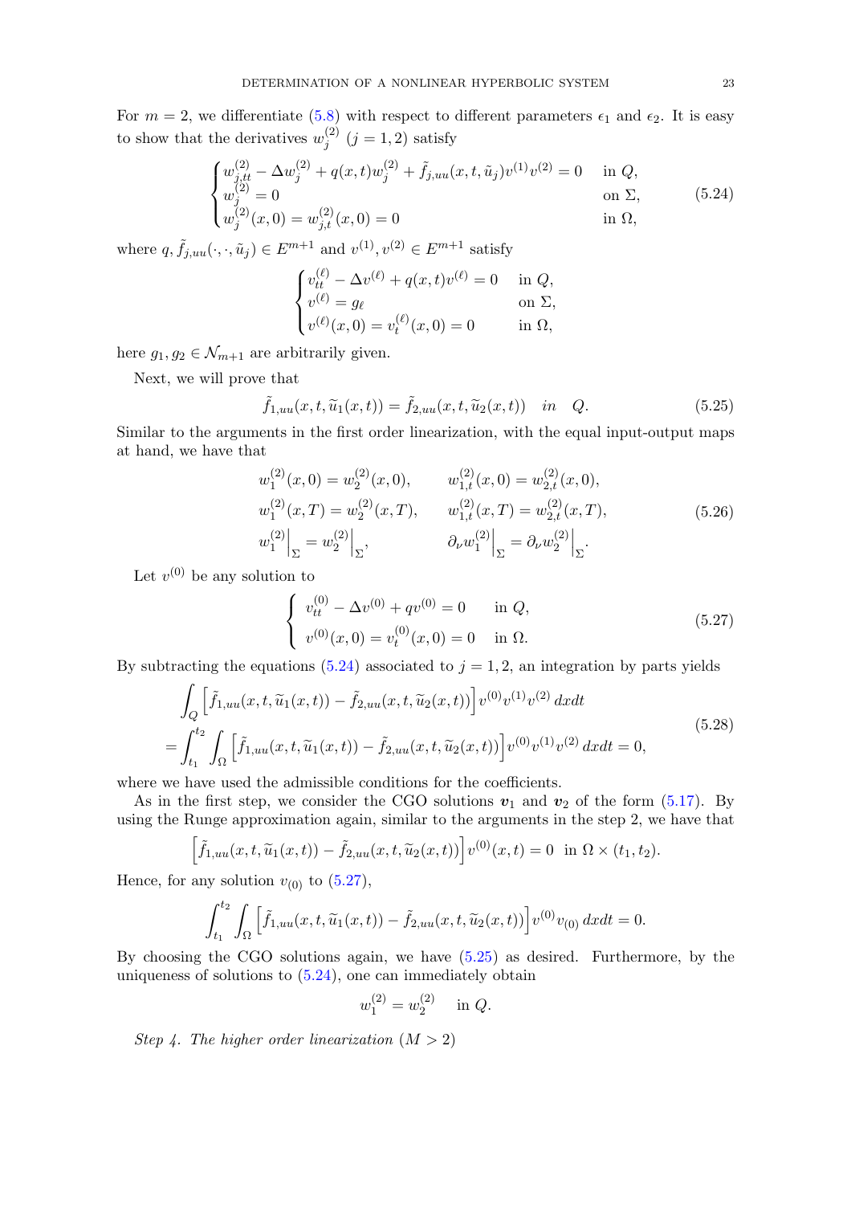For $m = 2$, we differentiate (5.8) with respect to different parameters $\epsilon_1$ and $\epsilon_2$. It is easy to show that the derivatives $w_j^{(2)}$ $(j = 1, 2)$ satisfy

$$
\begin{cases}
w_{j,tt}^{(2)} - \Delta w_j^{(2)} + q(x,t) w_j^{(2)} + \tilde{f}_{j,uu}(x,t,\tilde{u}_j) v^{(1)} v^{(2)} = 0 & \text{in } Q, \\
w_j^{(2)} = 0 & \text{on } \Sigma, \\
w_j^{(2)}(x,0) = w_{j,t}^{(2)}(x,0) = 0 & \text{in } \Omega,
\end{cases}
\tag{5.24}
$$

where $q, \tilde{f}_{j,uu}(\cdot,\cdot,\tilde{u}_j) \in E^{m+1}$ and $v^{(1)}, v^{(2)} \in E^{m+1}$ satisfy

$$
\begin{cases}
v_{tt}^{(\ell)} - \Delta v^{(\ell)} + q(x,t) v^{(\ell)} = 0 & \text{in } Q, \\
v^{(\ell)} = g_\ell & \text{on } \Sigma, \\
v^{(\ell)}(x,0) = v_t^{(\ell)}(x,0) = 0 & \text{in } \Omega,
\end{cases}
$$

here $g_1, g_2 \in \mathcal{N}_{m+1}$ are arbitrarily given.

Next, we will prove that

$$
\tilde{f}_{1,uu}(x,t,\widetilde{u}_1(x,t)) = \tilde{f}_{2,uu}(x,t,\widetilde{u}_2(x,t)) \quad in \quad Q. \tag{5.25}
$$

Similar to the arguments in the first order linearization, with the equal input-output maps at hand, we have that

$$
\begin{aligned}
&w_1^{(2)}(x,0) = w_2^{(2)}(x,0), \qquad && w_{1,t}^{(2)}(x,0) = w_{2,t}^{(2)}(x,0), \\
&w_1^{(2)}(x,T) = w_2^{(2)}(x,T), \qquad && w_{1,t}^{(2)}(x,T) = w_{2,t}^{(2)}(x,T), \\
&w_1^{(2)}\Big|_\Sigma = w_2^{(2)}\Big|_\Sigma, \qquad && \partial_\nu w_1^{(2)}\Big|_\Sigma = \partial_\nu w_2^{(2)}\Big|_\Sigma.
\end{aligned}
\tag{5.26}
$$

Let $v^{(0)}$ be any solution to

$$
\begin{cases}
v_{tt}^{(0)} - \Delta v^{(0)} + q v^{(0)} = 0 & \text{in } Q, \\
v^{(0)}(x,0) = v_t^{(0)}(x,0) = 0 & \text{in } \Omega.
\end{cases}
\tag{5.27}
$$

By subtracting the equations (5.24) associated to $j = 1, 2$, an integration by parts yields

$$
\begin{aligned}
&\int_Q \Big[ \tilde{f}_{1,uu}(x,t,\widetilde{u}_1(x,t)) - \tilde{f}_{2,uu}(x,t,\widetilde{u}_2(x,t)) \Big] v^{(0)} v^{(1)} v^{(2)} \, dx dt \\
= &\int_{t_1}^{t_2} \int_\Omega \Big[ \tilde{f}_{1,uu}(x,t,\widetilde{u}_1(x,t)) - \tilde{f}_{2,uu}(x,t,\widetilde{u}_2(x,t)) \Big] v^{(0)} v^{(1)} v^{(2)} \, dx dt = 0,
\end{aligned}
\tag{5.28}
$$

where we have used the admissible conditions for the coefficients.

As in the first step, we consider the CGO solutions $\boldsymbol{v}_1$ and $\boldsymbol{v}_2$ of the form (5.17). By using the Runge approximation again, similar to the arguments in the step 2, we have that

$$
\Big[ \tilde{f}_{1,uu}(x,t,\widetilde{u}_1(x,t)) - \tilde{f}_{2,uu}(x,t,\widetilde{u}_2(x,t)) \Big] v^{(0)}(x,t) = 0 \ \text{ in } \Omega \times (t_1, t_2).
$$

Hence, for any solution $v_{(0)}$ to (5.27),

$$
\int_{t_1}^{t_2} \int_\Omega \Big[ \tilde{f}_{1,uu}(x,t,\widetilde{u}_1(x,t)) - \tilde{f}_{2,uu}(x,t,\widetilde{u}_2(x,t)) \Big] v^{(0)} v_{(0)} \, dx dt = 0.
$$

By choosing the CGO solutions again, we have (5.25) as desired. Furthermore, by the uniqueness of solutions to (5.24), one can immediately obtain

$$
w_1^{(2)} = w_2^{(2)} \quad \text{in } Q.
$$

*Step 4. The higher order linearization ($M > 2$)*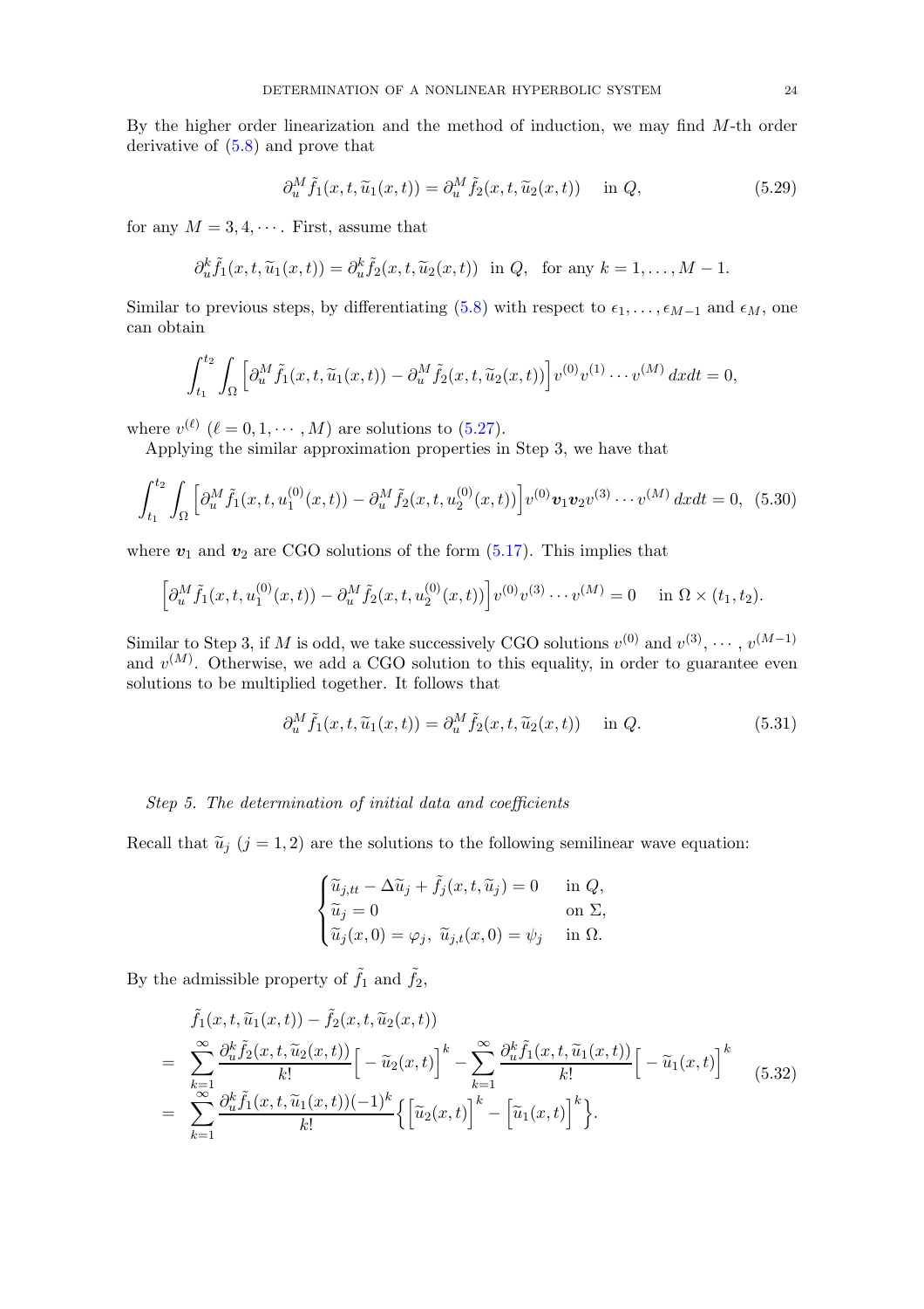By the higher order linearization and the method of induction, we may find $M$-th order derivative of (5.8) and prove that

$$\partial_u^M \tilde{f}_1(x,t,\widetilde{u}_1(x,t)) = \partial_u^M \tilde{f}_2(x,t,\widetilde{u}_2(x,t)) \quad \text{in } Q, \tag{5.29}$$

for any $M = 3, 4, \cdots$. First, assume that

$$\partial_u^k \tilde{f}_1(x,t,\widetilde{u}_1(x,t)) = \partial_u^k \tilde{f}_2(x,t,\widetilde{u}_2(x,t)) \;\; \text{in } Q, \;\; \text{for any } k = 1, \ldots, M-1.$$

Similar to previous steps, by differentiating (5.8) with respect to $\epsilon_1, \ldots, \epsilon_{M-1}$ and $\epsilon_M$, one can obtain

$$\int_{t_1}^{t_2} \int_\Omega \Big[\partial_u^M \tilde{f}_1(x,t,\widetilde{u}_1(x,t)) - \partial_u^M \tilde{f}_2(x,t,\widetilde{u}_2(x,t))\Big] v^{(0)} v^{(1)} \cdots v^{(M)} \, dx dt = 0,$$

where $v^{(\ell)}$ $(\ell = 0, 1, \cdots, M)$ are solutions to (5.27).

Applying the similar approximation properties in Step 3, we have that

$$\int_{t_1}^{t_2} \int_\Omega \Big[\partial_u^M \tilde{f}_1(x,t,u_1^{(0)}(x,t)) - \partial_u^M \tilde{f}_2(x,t,u_2^{(0)}(x,t))\Big] v^{(0)} \boldsymbol{v}_1 \boldsymbol{v}_2 v^{(3)} \cdots v^{(M)} \, dx dt = 0, \tag{5.30}$$

where $\boldsymbol{v}_1$ and $\boldsymbol{v}_2$ are CGO solutions of the form (5.17). This implies that

$$\Big[\partial_u^M \tilde{f}_1(x,t,u_1^{(0)}(x,t)) - \partial_u^M \tilde{f}_2(x,t,u_2^{(0)}(x,t))\Big] v^{(0)} v^{(3)} \cdots v^{(M)} = 0 \quad \text{in } \Omega \times (t_1, t_2).$$

Similar to Step 3, if $M$ is odd, we take successively CGO solutions $v^{(0)}$ and $v^{(3)}, \cdots, v^{(M-1)}$ and $v^{(M)}$. Otherwise, we add a CGO solution to this equality, in order to guarantee even solutions to be multiplied together. It follows that

$$\partial_u^M \tilde{f}_1(x,t,\widetilde{u}_1(x,t)) = \partial_u^M \tilde{f}_2(x,t,\widetilde{u}_2(x,t)) \quad \text{in } Q. \tag{5.31}$$

*Step 5. The determination of initial data and coefficients*

Recall that $\widetilde{u}_j$ $(j = 1, 2)$ are the solutions to the following semilinear wave equation:

$$\begin{cases} \widetilde{u}_{j,tt} - \Delta \widetilde{u}_j + \tilde{f}_j(x,t,\widetilde{u}_j) = 0 & \text{in } Q, \\ \widetilde{u}_j = 0 & \text{on } \Sigma, \\ \widetilde{u}_j(x,0) = \varphi_j, \; \widetilde{u}_{j,t}(x,0) = \psi_j & \text{in } \Omega. \end{cases}$$

By the admissible property of $\tilde{f}_1$ and $\tilde{f}_2$,

$$\begin{aligned} & \tilde{f}_1(x,t,\widetilde{u}_1(x,t)) - \tilde{f}_2(x,t,\widetilde{u}_2(x,t)) \\ = & \sum_{k=1}^{\infty} \frac{\partial_u^k \tilde{f}_2(x,t,\widetilde{u}_2(x,t))}{k!} \Big[-\widetilde{u}_2(x,t)\Big]^k - \sum_{k=1}^{\infty} \frac{\partial_u^k \tilde{f}_1(x,t,\widetilde{u}_1(x,t))}{k!} \Big[-\widetilde{u}_1(x,t)\Big]^k \\ = & \sum_{k=1}^{\infty} \frac{\partial_u^k \tilde{f}_1(x,t,\widetilde{u}_1(x,t))(-1)^k}{k!} \Big\{ \Big[\widetilde{u}_2(x,t)\Big]^k - \Big[\widetilde{u}_1(x,t)\Big]^k \Big\}. \end{aligned} \tag{5.32}$$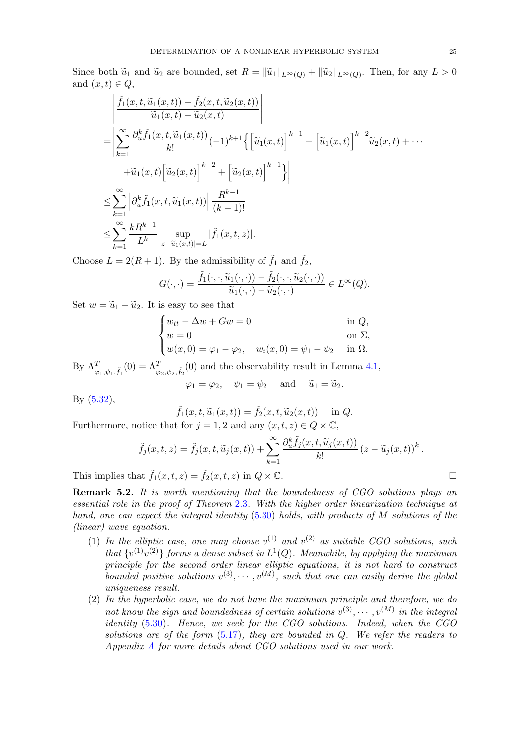Since both $\widetilde{u}_1$ and $\widetilde{u}_2$ are bounded, set $R = \|\widetilde{u}_1\|_{L^\infty(Q)} + \|\widetilde{u}_2\|_{L^\infty(Q)}$. Then, for any $L > 0$ and $(x,t) \in Q$,

$$
\begin{aligned}
&\left| \frac{\tilde{f}_1(x,t,\widetilde{u}_1(x,t)) - \tilde{f}_2(x,t,\widetilde{u}_2(x,t))}{\widetilde{u}_1(x,t) - \widetilde{u}_2(x,t)} \right| \\
=&\left| \sum_{k=1}^{\infty} \frac{\partial_u^k \tilde{f}_1(x,t,\widetilde{u}_1(x,t))}{k!} (-1)^{k+1} \Big\{ \Big[\widetilde{u}_1(x,t)\Big]^{k-1} + \Big[\widetilde{u}_1(x,t)\Big]^{k-2} \widetilde{u}_2(x,t) + \cdots \right. \\
&\left. + \widetilde{u}_1(x,t) \Big[\widetilde{u}_2(x,t)\Big]^{k-2} + \Big[\widetilde{u}_2(x,t)\Big]^{k-1} \Big\} \right| \\
\le& \sum_{k=1}^{\infty} \left| \partial_u^k \tilde{f}_1(x,t,\widetilde{u}_1(x,t)) \right| \frac{R^{k-1}}{(k-1)!} \\
\le& \sum_{k=1}^{\infty} \frac{k R^{k-1}}{L^k} \sup_{|z - \widetilde{u}_1(x,t)| = L} |\tilde{f}_1(x,t,z)|.
\end{aligned}
$$

Choose $L = 2(R+1)$. By the admissibility of $\tilde{f}_1$ and $\tilde{f}_2$,

$$
G(\cdot,\cdot) = \frac{\tilde{f}_1(\cdot,\cdot,\widetilde{u}_1(\cdot,\cdot)) - \tilde{f}_2(\cdot,\cdot,\widetilde{u}_2(\cdot,\cdot))}{\widetilde{u}_1(\cdot,\cdot) - \widetilde{u}_2(\cdot,\cdot)} \in L^\infty(Q).
$$

Set $w = \widetilde{u}_1 - \widetilde{u}_2$. It is easy to see that

$$
\begin{cases}
w_{tt} - \Delta w + G w = 0 & \text{in } Q, \\
w = 0 & \text{on } \Sigma, \\
w(x,0) = \varphi_1 - \varphi_2, \quad w_t(x,0) = \psi_1 - \psi_2 & \text{in } \Omega.
\end{cases}
$$

By $\Lambda^T_{\varphi_1,\psi_1,\tilde{f}_1}(0) = \Lambda^T_{\varphi_2,\psi_2,\tilde{f}_2}(0)$ and the observability result in Lemma 4.1,

$$
\varphi_1 = \varphi_2, \quad \psi_1 = \psi_2 \quad \text{and} \quad \widetilde{u}_1 = \widetilde{u}_2.
$$

By (5.32),

$$
\tilde{f}_1(x,t,\widetilde{u}_1(x,t)) = \tilde{f}_2(x,t,\widetilde{u}_2(x,t)) \quad \text{in } Q.
$$

Furthermore, notice that for $j = 1,2$ and any $(x,t,z) \in Q \times \mathbb{C}$,

$$
\tilde{f}_j(x,t,z) = \tilde{f}_j(x,t,\widetilde{u}_j(x,t)) + \sum_{k=1}^{\infty} \frac{\partial_u^k \tilde{f}_j(x,t,\widetilde{u}_j(x,t))}{k!} \left(z - \widetilde{u}_j(x,t)\right)^k.
$$

This implies that $\tilde{f}_1(x,t,z) = \tilde{f}_2(x,t,z)$ in $Q \times \mathbb{C}$. □

**Remark 5.2.** *It is worth mentioning that the boundedness of CGO solutions plays an essential role in the proof of Theorem 2.3. With the higher order linearization technique at hand, one can expect the integral identity (5.30) holds, with products of $M$ solutions of the (linear) wave equation.*

1. *In the elliptic case, one may choose $v^{(1)}$ and $v^{(2)}$ as suitable CGO solutions, such that $\{v^{(1)}v^{(2)}\}$ forms a dense subset in $L^1(Q)$. Meanwhile, by applying the maximum principle for the second order linear elliptic equations, it is not hard to construct bounded positive solutions $v^{(3)}, \cdots, v^{(M)}$, such that one can easily derive the global uniqueness result.*
2. *In the hyperbolic case, we do not have the maximum principle and therefore, we do not know the sign and boundedness of certain solutions $v^{(3)}, \cdots, v^{(M)}$ in the integral identity (5.30). Hence, we seek for the CGO solutions. Indeed, when the CGO solutions are of the form (5.17), they are bounded in $Q$. We refer the readers to Appendix A for more details about CGO solutions used in our work.*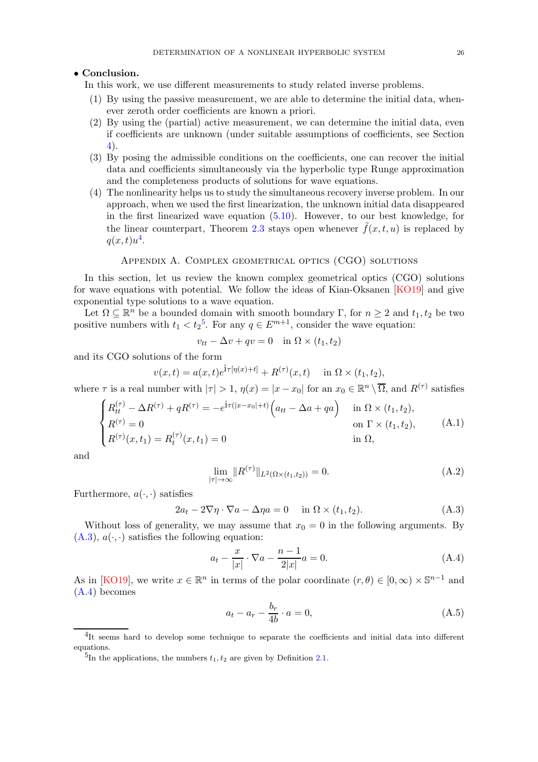**• Conclusion.**

In this work, we use different measurements to study related inverse problems.

1. By using the passive measurement, we are able to determine the initial data, whenever zeroth order coefficients are known a priori.
2. By using the (partial) active measurement, we can determine the initial data, even if coefficients are unknown (under suitable assumptions of coefficients, see Section 4).
3. By posing the admissible conditions on the coefficients, one can recover the initial data and coefficients simultaneously via the hyperbolic type Runge approximation and the completeness products of solutions for wave equations.
4. The nonlinearity helps us to study the simultaneous recovery inverse problem. In our approach, when we used the first linearization, the unknown initial data disappeared in the first linearized wave equation (5.10). However, to our best knowledge, for the linear counterpart, Theorem 2.3 stays open whenever $\tilde{f}(x,t,u)$ is replaced by $q(x,t)u$[4].

## Appendix A. Complex geometrical optics (CGO) solutions

In this section, let us review the known complex geometrical optics (CGO) solutions for wave equations with potential. We follow the ideas of Kian-Oksanen [KO19] and give exponential type solutions to a wave equation.

Let $\Omega \subseteq \mathbb{R}^n$ be a bounded domain with smooth boundary $\Gamma$, for $n \geq 2$ and $t_1, t_2$ be two positive numbers with $t_1 < t_2$[5]. For any $q \in E^{m+1}$, consider the wave equation:

$$v_{tt} - \Delta v + qv = 0 \quad \text{in } \Omega \times (t_1, t_2)$$

and its CGO solutions of the form

$$v(x,t) = a(x,t)e^{\mathrm{i}\tau[\eta(x)+t]} + R^{(\tau)}(x,t) \quad \text{in } \Omega \times (t_1, t_2),$$

where $\tau$ is a real number with $|\tau| > 1$, $\eta(x) = |x - x_0|$ for an $x_0 \in \mathbb{R}^n \setminus \overline{\Omega}$, and $R^{(\tau)}$ satisfies

$$\begin{cases} R^{(\tau)}_{tt} - \Delta R^{(\tau)} + qR^{(\tau)} = -e^{\mathrm{i}\tau(|x-x_0|+t)}\Big(a_{tt} - \Delta a + qa\Big) & \text{in } \Omega \times (t_1, t_2), \\ R^{(\tau)} = 0 & \text{on } \Gamma \times (t_1, t_2), \\ R^{(\tau)}(x, t_1) = R^{(\tau)}_t(x, t_1) = 0 & \text{in } \Omega, \end{cases} \tag{A.1}$$

and

$$\lim_{|\tau|\to\infty} \|R^{(\tau)}\|_{L^2(\Omega\times(t_1,t_2))} = 0. \tag{A.2}$$

Furthermore, $a(\cdot,\cdot)$ satisfies

$$2a_t - 2\nabla\eta \cdot \nabla a - \Delta\eta a = 0 \quad \text{in } \Omega \times (t_1, t_2). \tag{A.3}$$

Without loss of generality, we may assume that $x_0 = 0$ in the following arguments. By (A.3), $a(\cdot,\cdot)$ satisfies the following equation:

$$a_t - \frac{x}{|x|} \cdot \nabla a - \frac{n-1}{2|x|} a = 0. \tag{A.4}$$

As in [KO19], we write $x \in \mathbb{R}^n$ in terms of the polar coordinate $(r, \theta) \in [0, \infty) \times \mathbb{S}^{n-1}$ and (A.4) becomes

$$a_t - a_r - \frac{b_r}{4b} \cdot a = 0, \tag{A.5}$$

---

[4] It seems hard to develop some technique to separate the coefficients and initial data into different equations.

[5] In the applications, the numbers $t_1, t_2$ are given by Definition 2.1.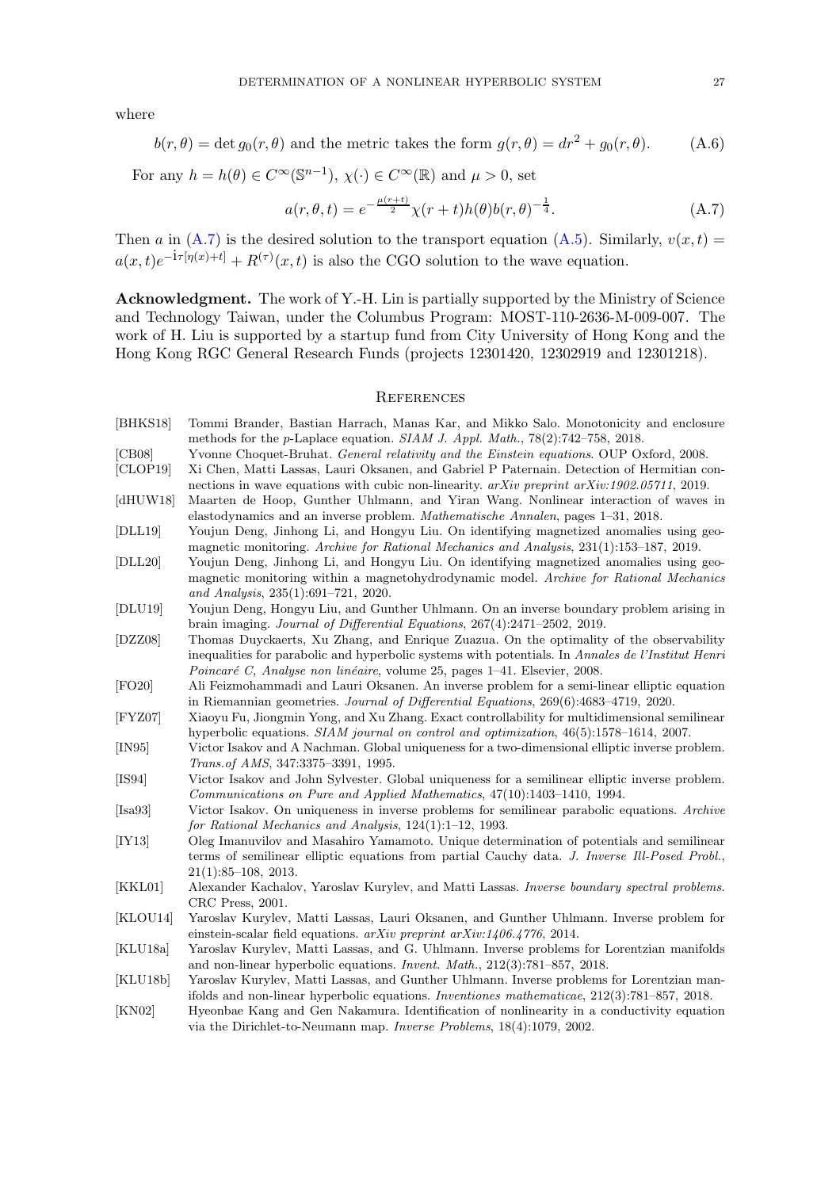where

$$b(r,\theta) = \det g_0(r,\theta) \text{ and the metric takes the form } g(r,\theta) = dr^2 + g_0(r,\theta). \tag{A.6}$$

For any $h = h(\theta) \in C^\infty(\mathbb{S}^{n-1})$, $\chi(\cdot) \in C^\infty(\mathbb{R})$ and $\mu > 0$, set

$$a(r,\theta,t) = e^{-\frac{\mu(r+t)}{2}} \chi(r+t) h(\theta) b(r,\theta)^{-\frac{1}{4}}. \tag{A.7}$$

Then $a$ in (A.7) is the desired solution to the transport equation (A.5). Similarly, $v(x,t) = a(x,t)e^{-\mathrm{i}\tau[\eta(x)+t]} + R^{(\tau)}(x,t)$ is also the CGO solution to the wave equation.

**Acknowledgment.** The work of Y.-H. Lin is partially supported by the Ministry of Science and Technology Taiwan, under the Columbus Program: MOST-110-2636-M-009-007. The work of H. Liu is supported by a startup fund from City University of Hong Kong and the Hong Kong RGC General Research Funds (projects 12301420, 12302919 and 12301218).

## References

- [BHKS18] Tommi Brander, Bastian Harrach, Manas Kar, and Mikko Salo. Monotonicity and enclosure methods for the $p$-Laplace equation. *SIAM J. Appl. Math.*, 78(2):742–758, 2018.
- [CB08] Yvonne Choquet-Bruhat. *General relativity and the Einstein equations*. OUP Oxford, 2008.
- [CLOP19] Xi Chen, Matti Lassas, Lauri Oksanen, and Gabriel P Paternain. Detection of Hermitian connections in wave equations with cubic non-linearity. *arXiv preprint arXiv:1902.05711*, 2019.
- [dHUW18] Maarten de Hoop, Gunther Uhlmann, and Yiran Wang. Nonlinear interaction of waves in elastodynamics and an inverse problem. *Mathematische Annalen*, pages 1–31, 2018.
- [DLL19] Youjun Deng, Jinhong Li, and Hongyu Liu. On identifying magnetized anomalies using geomagnetic monitoring. *Archive for Rational Mechanics and Analysis*, 231(1):153–187, 2019.
- [DLL20] Youjun Deng, Jinhong Li, and Hongyu Liu. On identifying magnetized anomalies using geomagnetic monitoring within a magnetohydrodynamic model. *Archive for Rational Mechanics and Analysis*, 235(1):691–721, 2020.
- [DLU19] Youjun Deng, Hongyu Liu, and Gunther Uhlmann. On an inverse boundary problem arising in brain imaging. *Journal of Differential Equations*, 267(4):2471–2502, 2019.
- [DZZ08] Thomas Duyckaerts, Xu Zhang, and Enrique Zuazua. On the optimality of the observability inequalities for parabolic and hyperbolic systems with potentials. In *Annales de l'Institut Henri Poincaré C, Analyse non linéaire*, volume 25, pages 1–41. Elsevier, 2008.
- [FO20] Ali Feizmohammadi and Lauri Oksanen. An inverse problem for a semi-linear elliptic equation in Riemannian geometries. *Journal of Differential Equations*, 269(6):4683–4719, 2020.
- [FYZ07] Xiaoyu Fu, Jiongmin Yong, and Xu Zhang. Exact controllability for multidimensional semilinear hyperbolic equations. *SIAM journal on control and optimization*, 46(5):1578–1614, 2007.
- [IN95] Victor Isakov and A Nachman. Global uniqueness for a two-dimensional elliptic inverse problem. *Trans.of AMS*, 347:3375–3391, 1995.
- [IS94] Victor Isakov and John Sylvester. Global uniqueness for a semilinear elliptic inverse problem. *Communications on Pure and Applied Mathematics*, 47(10):1403–1410, 1994.
- [Isa93] Victor Isakov. On uniqueness in inverse problems for semilinear parabolic equations. *Archive for Rational Mechanics and Analysis*, 124(1):1–12, 1993.
- [IY13] Oleg Imanuvilov and Masahiro Yamamoto. Unique determination of potentials and semilinear terms of semilinear elliptic equations from partial Cauchy data. *J. Inverse Ill-Posed Probl.*, 21(1):85–108, 2013.
- [KKL01] Alexander Kachalov, Yaroslav Kurylev, and Matti Lassas. *Inverse boundary spectral problems*. CRC Press, 2001.
- [KLOU14] Yaroslav Kurylev, Matti Lassas, Lauri Oksanen, and Gunther Uhlmann. Inverse problem for einstein-scalar field equations. *arXiv preprint arXiv:1406.4776*, 2014.
- [KLU18a] Yaroslav Kurylev, Matti Lassas, and G. Uhlmann. Inverse problems for Lorentzian manifolds and non-linear hyperbolic equations. *Invent. Math.*, 212(3):781–857, 2018.
- [KLU18b] Yaroslav Kurylev, Matti Lassas, and Gunther Uhlmann. Inverse problems for Lorentzian manifolds and non-linear hyperbolic equations. *Inventiones mathematicae*, 212(3):781–857, 2018.
- [KN02] Hyeonbae Kang and Gen Nakamura. Identification of nonlinearity in a conductivity equation via the Dirichlet-to-Neumann map. *Inverse Problems*, 18(4):1079, 2002.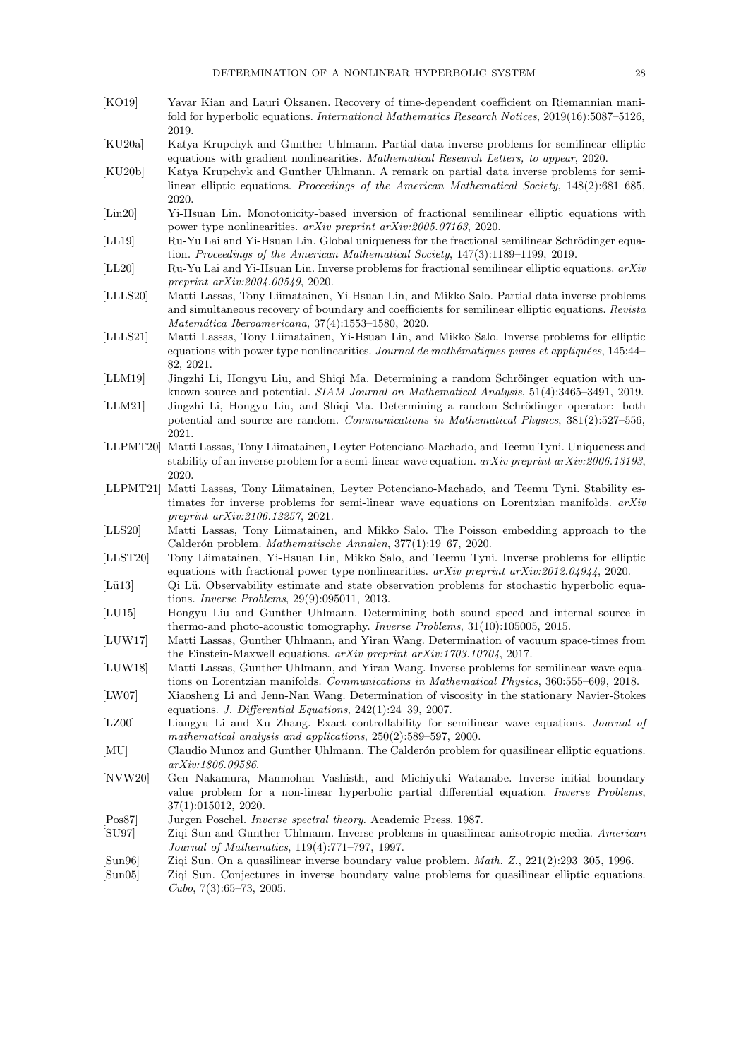[KO19] Yavar Kian and Lauri Oksanen. Recovery of time-dependent coefficient on Riemannian manifold for hyperbolic equations. *International Mathematics Research Notices*, 2019(16):5087–5126, 2019.

[KU20a] Katya Krupchyk and Gunther Uhlmann. Partial data inverse problems for semilinear elliptic equations with gradient nonlinearities. *Mathematical Research Letters, to appear*, 2020.

[KU20b] Katya Krupchyk and Gunther Uhlmann. A remark on partial data inverse problems for semilinear elliptic equations. *Proceedings of the American Mathematical Society*, 148(2):681–685, 2020.

[Lin20] Yi-Hsuan Lin. Monotonicity-based inversion of fractional semilinear elliptic equations with power type nonlinearities. *arXiv preprint arXiv:2005.07163*, 2020.

[LL19] Ru-Yu Lai and Yi-Hsuan Lin. Global uniqueness for the fractional semilinear Schrödinger equation. *Proceedings of the American Mathematical Society*, 147(3):1189–1199, 2019.

[LL20] Ru-Yu Lai and Yi-Hsuan Lin. Inverse problems for fractional semilinear elliptic equations. *arXiv preprint arXiv:2004.00549*, 2020.

[LLLS20] Matti Lassas, Tony Liimatainen, Yi-Hsuan Lin, and Mikko Salo. Partial data inverse problems and simultaneous recovery of boundary and coefficients for semilinear elliptic equations. *Revista Matemática Iberoamericana*, 37(4):1553–1580, 2020.

[LLLS21] Matti Lassas, Tony Liimatainen, Yi-Hsuan Lin, and Mikko Salo. Inverse problems for elliptic equations with power type nonlinearities. *Journal de mathématiques pures et appliquées*, 145:44–82, 2021.

[LLM19] Jingzhi Li, Hongyu Liu, and Shiqi Ma. Determining a random Schröinger equation with unknown source and potential. *SIAM Journal on Mathematical Analysis*, 51(4):3465–3491, 2019.

[LLM21] Jingzhi Li, Hongyu Liu, and Shiqi Ma. Determining a random Schrödinger operator: both potential and source are random. *Communications in Mathematical Physics*, 381(2):527–556, 2021.

[LLPMT20] Matti Lassas, Tony Liimatainen, Leyter Potenciano-Machado, and Teemu Tyni. Uniqueness and stability of an inverse problem for a semi-linear wave equation. *arXiv preprint arXiv:2006.13193*, 2020.

[LLPMT21] Matti Lassas, Tony Liimatainen, Leyter Potenciano-Machado, and Teemu Tyni. Stability estimates for inverse problems for semi-linear wave equations on Lorentzian manifolds. *arXiv preprint arXiv:2106.12257*, 2021.

[LLS20] Matti Lassas, Tony Liimatainen, and Mikko Salo. The Poisson embedding approach to the Calderón problem. *Mathematische Annalen*, 377(1):19–67, 2020.

[LLST20] Tony Liimatainen, Yi-Hsuan Lin, Mikko Salo, and Teemu Tyni. Inverse problems for elliptic equations with fractional power type nonlinearities. *arXiv preprint arXiv:2012.04944*, 2020.

[Lü13] Qi Lü. Observability estimate and state observation problems for stochastic hyperbolic equations. *Inverse Problems*, 29(9):095011, 2013.

[LU15] Hongyu Liu and Gunther Uhlmann. Determining both sound speed and internal source in thermo-and photo-acoustic tomography. *Inverse Problems*, 31(10):105005, 2015.

[LUW17] Matti Lassas, Gunther Uhlmann, and Yiran Wang. Determination of vacuum space-times from the Einstein-Maxwell equations. *arXiv preprint arXiv:1703.10704*, 2017.

[LUW18] Matti Lassas, Gunther Uhlmann, and Yiran Wang. Inverse problems for semilinear wave equations on Lorentzian manifolds. *Communications in Mathematical Physics*, 360:555–609, 2018.

[LW07] Xiaosheng Li and Jenn-Nan Wang. Determination of viscosity in the stationary Navier-Stokes equations. *J. Differential Equations*, 242(1):24–39, 2007.

[LZ00] Liangyu Li and Xu Zhang. Exact controllability for semilinear wave equations. *Journal of mathematical analysis and applications*, 250(2):589–597, 2000.

[MU] Claudio Munoz and Gunther Uhlmann. The Calderón problem for quasilinear elliptic equations. *arXiv:1806.09586*.

[NVW20] Gen Nakamura, Manmohan Vashisth, and Michiyuki Watanabe. Inverse initial boundary value problem for a non-linear hyperbolic partial differential equation. *Inverse Problems*, 37(1):015012, 2020.

[Pos87] Jurgen Poschel. *Inverse spectral theory*. Academic Press, 1987.

[SU97] Ziqi Sun and Gunther Uhlmann. Inverse problems in quasilinear anisotropic media. *American Journal of Mathematics*, 119(4):771–797, 1997.

[Sun96] Ziqi Sun. On a quasilinear inverse boundary value problem. *Math. Z.*, 221(2):293–305, 1996.

[Sun05] Ziqi Sun. Conjectures in inverse boundary value problems for quasilinear elliptic equations. *Cubo*, 7(3):65–73, 2005.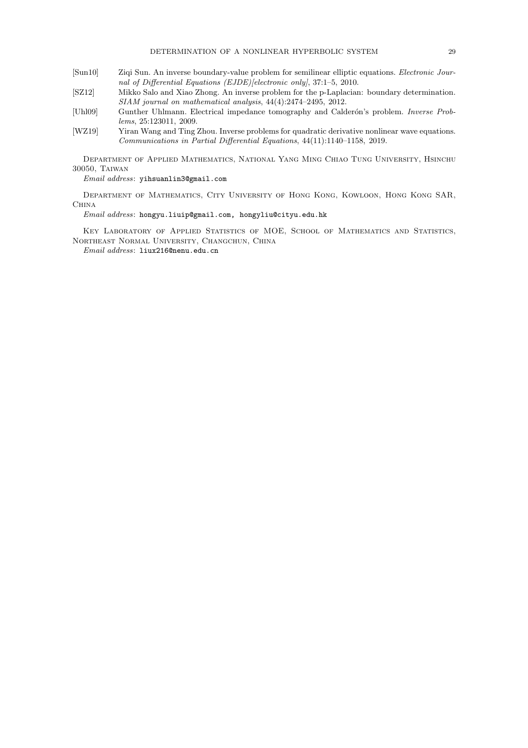- [Sun10] Ziqi Sun. An inverse boundary-value problem for semilinear elliptic equations. *Electronic Journal of Differential Equations (EJDE)[electronic only]*, 37:1–5, 2010.
- [SZ12] Mikko Salo and Xiao Zhong. An inverse problem for the p-Laplacian: boundary determination. *SIAM journal on mathematical analysis*, 44(4):2474–2495, 2012.
- [Uhl09] Gunther Uhlmann. Electrical impedance tomography and Calderón's problem. *Inverse Problems*, 25:123011, 2009.
- [WZ19] Yiran Wang and Ting Zhou. Inverse problems for quadratic derivative nonlinear wave equations. *Communications in Partial Differential Equations*, 44(11):1140–1158, 2019.

Department of Applied Mathematics, National Yang Ming Chiao Tung University, Hsinchu 30050, Taiwan

*Email address*: `yihsuanlin3@gmail.com`

Department of Mathematics, City University of Hong Kong, Kowloon, Hong Kong SAR, China

*Email address*: `hongyu.liuip@gmail.com, hongyliu@cityu.edu.hk`

Key Laboratory of Applied Statistics of MOE, School of Mathematics and Statistics, Northeast Normal University, Changchun, China

*Email address*: `liux216@nenu.edu.cn`